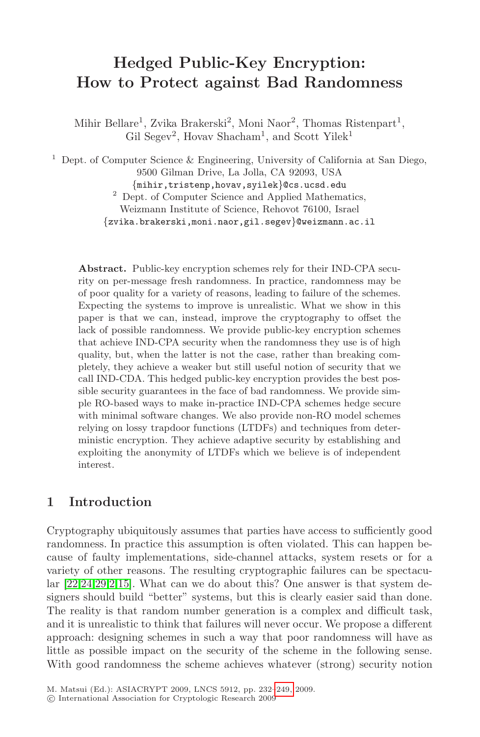# Hedged Public-Key Encryption: How to Protect against Bad Randomness

Mihir Bellare[1], Zvika Brakerski[2], Moni Naor[2], Thomas Ristenpart[1], Gil Segev[2], Hovav Shacham[1], and Scott Yilek[1]

[1] Dept. of Computer Science & Engineering, University of California at San Diego, 9500 Gilman Drive, La Jolla, CA 92093, USA
{mihir,tristenp,hovav,syilek}@cs.ucsd.edu

[2] Dept. of Computer Science and Applied Mathematics, Weizmann Institute of Science, Rehovot 76100, Israel
{zvika.brakerski,moni.naor,gil.segev}@weizmann.ac.il

**Abstract.** Public-key encryption schemes rely for their IND-CPA security on per-message fresh randomness. In practice, randomness may be of poor quality for a variety of reasons, leading to failure of the schemes. Expecting the systems to improve is unrealistic. What we show in this paper is that we can, instead, improve the cryptography to offset the lack of possible randomness. We provide public-key encryption schemes that achieve IND-CPA security when the randomness they use is of high quality, but, when the latter is not the case, rather than breaking completely, they achieve a weaker but still useful notion of security that we call IND-CDA. This hedged public-key encryption provides the best possible security guarantees in the face of bad randomness. We provide simple RO-based ways to make in-practice IND-CPA schemes hedge secure with minimal software changes. We also provide non-RO model schemes relying on lossy trapdoor functions (LTDFs) and techniques from deterministic encryption. They achieve adaptive security by establishing and exploiting the anonymity of LTDFs which we believe is of independent interest.

## 1 Introduction

Cryptography ubiquitously assumes that parties have access to sufficiently good randomness. In practice this assumption is often violated. This can happen because of faulty implementations, side-channel attacks, system resets or for a variety of other reasons. The resulting cryptographic failures can be spectacular [22,24,29,2,15]. What can we do about this? One answer is that system designers should build "better" systems, but this is clearly easier said than done. The reality is that random number generation is a complex and difficult task, and it is unrealistic to think that failures will never occur. We propose a different approach: designing schemes in such a way that poor randomness will have as little as possible impact on the security of the scheme in the following sense. With good randomness the scheme achieves whatever (strong) security notion

M. Matsui (Ed.): ASIACRYPT 2009, LNCS 5912, pp. 232–249, 2009.
© International Association for Cryptologic Research 2009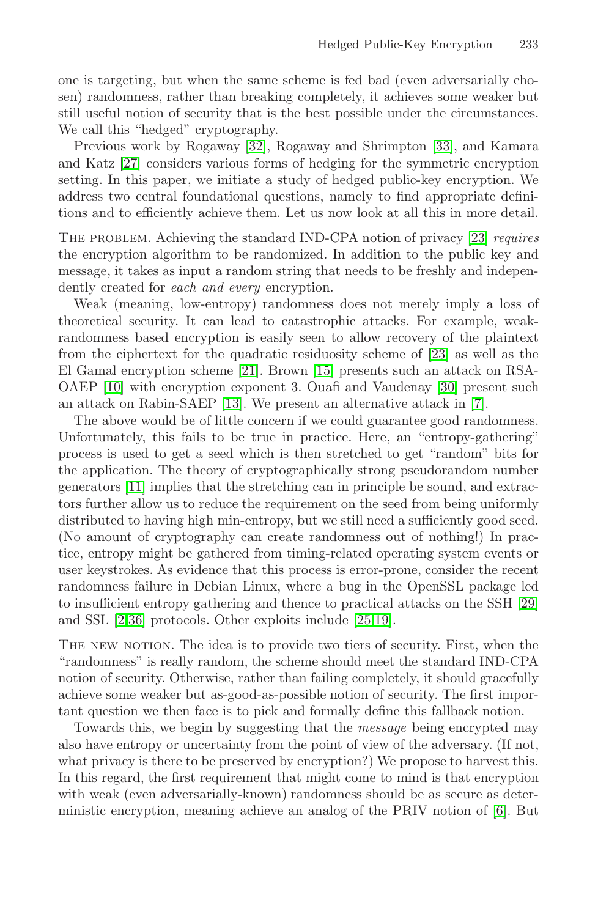one is targeting, but when the same scheme is fed bad (even adversarially chosen) randomness, rather than breaking completely, it achieves some weaker but still useful notion of security that is the best possible under the circumstances. We call this "hedged" cryptography.

Previous work by Rogaway [32], Rogaway and Shrimpton [33], and Kamara and Katz [27] considers various forms of hedging for the symmetric encryption setting. In this paper, we initiate a study of hedged public-key encryption. We address two central foundational questions, namely to find appropriate definitions and to efficiently achieve them. Let us now look at all this in more detail.

The problem. Achieving the standard IND-CPA notion of privacy [23] *requires* the encryption algorithm to be randomized. In addition to the public key and message, it takes as input a random string that needs to be freshly and independently created for *each and every* encryption.

Weak (meaning, low-entropy) randomness does not merely imply a loss of theoretical security. It can lead to catastrophic attacks. For example, weak-randomness based encryption is easily seen to allow recovery of the plaintext from the ciphertext for the quadratic residuosity scheme of [23] as well as the El Gamal encryption scheme [21]. Brown [15] presents such an attack on RSA-OAEP [10] with encryption exponent 3. Ouafi and Vaudenay [30] present such an attack on Rabin-SAEP [13]. We present an alternative attack in [7].

The above would be of little concern if we could guarantee good randomness. Unfortunately, this fails to be true in practice. Here, an "entropy-gathering" process is used to get a seed which is then stretched to get "random" bits for the application. The theory of cryptographically strong pseudorandom number generators [11] implies that the stretching can in principle be sound, and extractors further allow us to reduce the requirement on the seed from being uniformly distributed to having high min-entropy, but we still need a sufficiently good seed. (No amount of cryptography can create randomness out of nothing!) In practice, entropy might be gathered from timing-related operating system events or user keystrokes. As evidence that this process is error-prone, consider the recent randomness failure in Debian Linux, where a bug in the OpenSSL package led to insufficient entropy gathering and thence to practical attacks on the SSH [29] and SSL [2,36] protocols. Other exploits include [25,19].

The new notion. The idea is to provide two tiers of security. First, when the "randomness" is really random, the scheme should meet the standard IND-CPA notion of security. Otherwise, rather than failing completely, it should gracefully achieve some weaker but as-good-as-possible notion of security. The first important question we then face is to pick and formally define this fallback notion.

Towards this, we begin by suggesting that the *message* being encrypted may also have entropy or uncertainty from the point of view of the adversary. (If not, what privacy is there to be preserved by encryption?) We propose to harvest this. In this regard, the first requirement that might come to mind is that encryption with weak (even adversarially-known) randomness should be as secure as deterministic encryption, meaning achieve an analog of the PRIV notion of [6]. But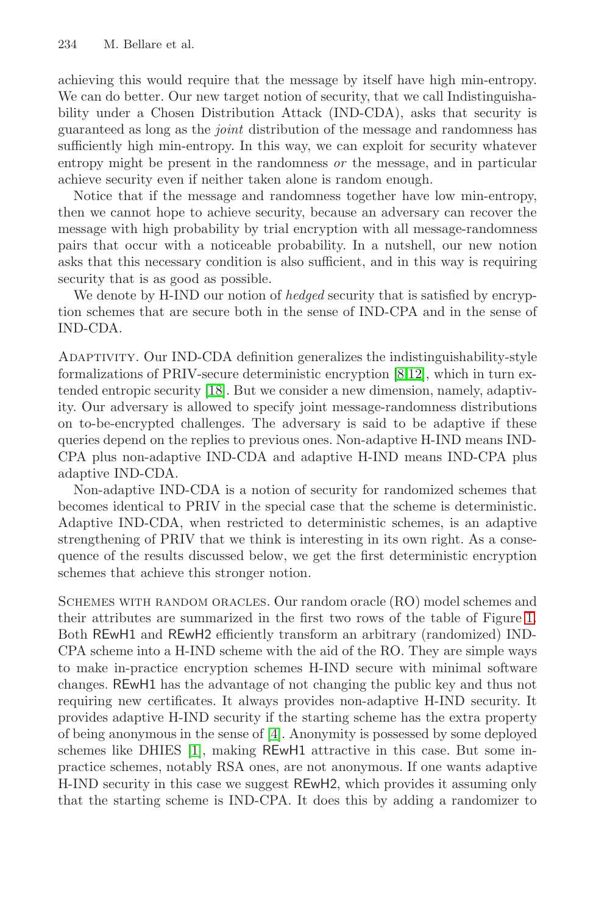achieving this would require that the message by itself have high min-entropy. We can do better. Our new target notion of security, that we call Indistinguishability under a Chosen Distribution Attack (IND-CDA), asks that security is guaranteed as long as the *joint* distribution of the message and randomness has sufficiently high min-entropy. In this way, we can exploit for security whatever entropy might be present in the randomness *or* the message, and in particular achieve security even if neither taken alone is random enough.

Notice that if the message and randomness together have low min-entropy, then we cannot hope to achieve security, because an adversary can recover the message with high probability by trial encryption with all message-randomness pairs that occur with a noticeable probability. In a nutshell, our new notion asks that this necessary condition is also sufficient, and in this way is requiring security that is as good as possible.

We denote by H-IND our notion of *hedged* security that is satisfied by encryption schemes that are secure both in the sense of IND-CPA and in the sense of IND-CDA.

Adaptivity. Our IND-CDA definition generalizes the indistinguishability-style formalizations of PRIV-secure deterministic encryption [8,12], which in turn extended entropic security [18]. But we consider a new dimension, namely, adaptivity. Our adversary is allowed to specify joint message-randomness distributions on to-be-encrypted challenges. The adversary is said to be adaptive if these queries depend on the replies to previous ones. Non-adaptive H-IND means IND-CPA plus non-adaptive IND-CDA and adaptive H-IND means IND-CPA plus adaptive IND-CDA.

Non-adaptive IND-CDA is a notion of security for randomized schemes that becomes identical to PRIV in the special case that the scheme is deterministic. Adaptive IND-CDA, when restricted to deterministic schemes, is an adaptive strengthening of PRIV that we think is interesting in its own right. As a consequence of the results discussed below, we get the first deterministic encryption schemes that achieve this stronger notion.

Schemes with random oracles. Our random oracle (RO) model schemes and their attributes are summarized in the first two rows of the table of Figure 1. Both REwH1 and REwH2 efficiently transform an arbitrary (randomized) IND-CPA scheme into a H-IND scheme with the aid of the RO. They are simple ways to make in-practice encryption schemes H-IND secure with minimal software changes. REwH1 has the advantage of not changing the public key and thus not requiring new certificates. It always provides non-adaptive H-IND security. It provides adaptive H-IND security if the starting scheme has the extra property of being anonymous in the sense of [4]. Anonymity is possessed by some deployed schemes like DHIES [1], making REwH1 attractive in this case. But some in-practice schemes, notably RSA ones, are not anonymous. If one wants adaptive H-IND security in this case we suggest REwH2, which provides it assuming only that the starting scheme is IND-CPA. It does this by adding a randomizer to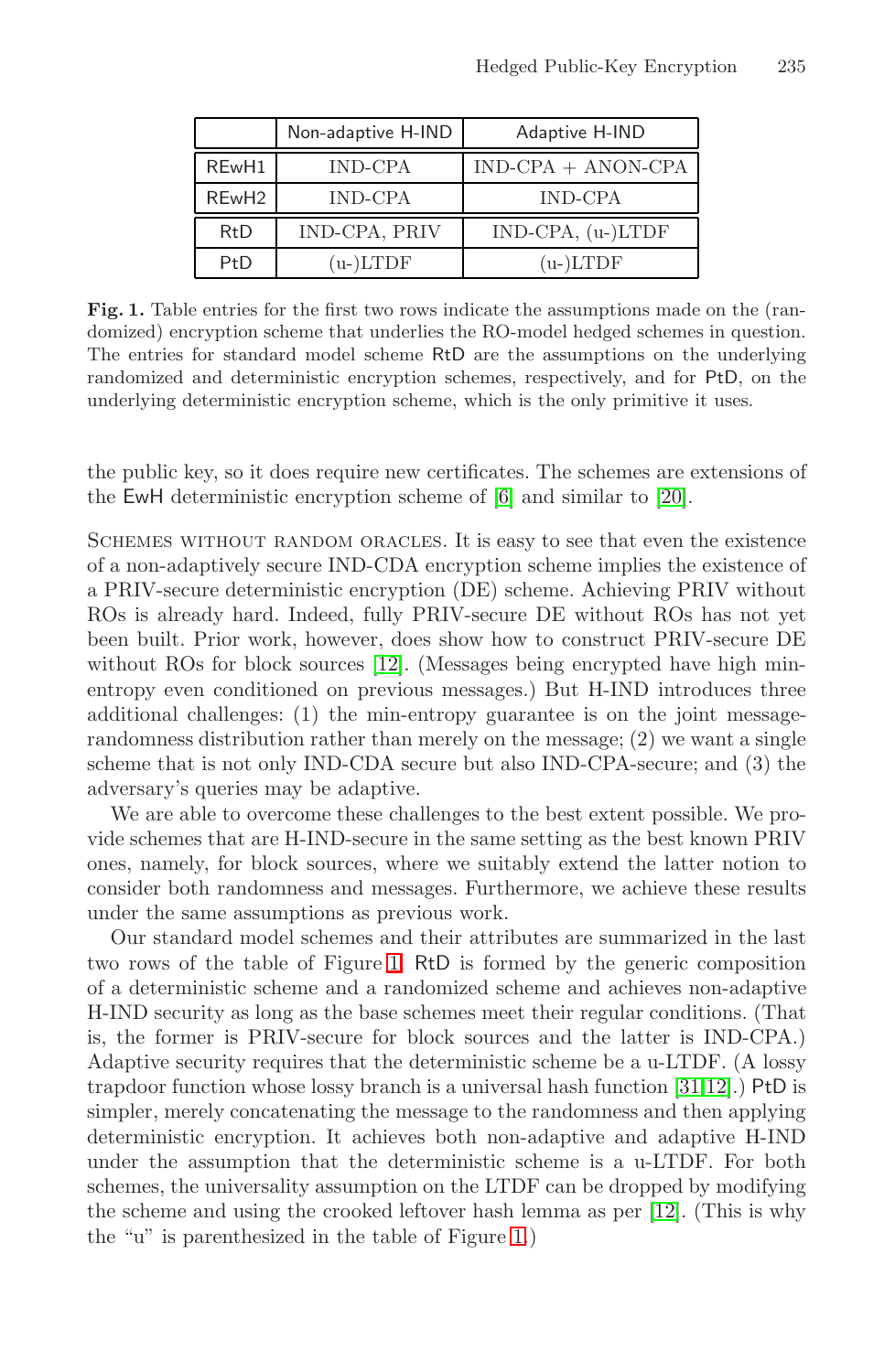|  | Non-adaptive H-IND | Adaptive H-IND |
|---|---|---|
| REwH1 | IND-CPA | IND-CPA + ANON-CPA |
| REwH2 | IND-CPA | IND-CPA |
| RtD | IND-CPA, PRIV | IND-CPA, (u-)LTDF |
| PtD | (u-)LTDF | (u-)LTDF |

**Fig. 1.** Table entries for the first two rows indicate the assumptions made on the (randomized) encryption scheme that underlies the RO-model hedged schemes in question. The entries for standard model scheme RtD are the assumptions on the underlying randomized and deterministic encryption schemes, respectively, and for PtD, on the underlying deterministic encryption scheme, which is the only primitive it uses.

the public key, so it does require new certificates. The schemes are extensions of the EwH deterministic encryption scheme of [6] and similar to [20].

Schemes without random oracles. It is easy to see that even the existence of a non-adaptively secure IND-CDA encryption scheme implies the existence of a PRIV-secure deterministic encryption (DE) scheme. Achieving PRIV without ROs is already hard. Indeed, fully PRIV-secure DE without ROs has not yet been built. Prior work, however, does show how to construct PRIV-secure DE without ROs for block sources [12]. (Messages being encrypted have high min-entropy even conditioned on previous messages.) But H-IND introduces three additional challenges: (1) the min-entropy guarantee is on the joint message-randomness distribution rather than merely on the message; (2) we want a single scheme that is not only IND-CDA secure but also IND-CPA-secure; and (3) the adversary's queries may be adaptive.

We are able to overcome these challenges to the best extent possible. We provide schemes that are H-IND-secure in the same setting as the best known PRIV ones, namely, for block sources, where we suitably extend the latter notion to consider both randomness and messages. Furthermore, we achieve these results under the same assumptions as previous work.

Our standard model schemes and their attributes are summarized in the last two rows of the table of Figure 1. RtD is formed by the generic composition of a deterministic scheme and a randomized scheme and achieves non-adaptive H-IND security as long as the base schemes meet their regular conditions. (That is, the former is PRIV-secure for block sources and the latter is IND-CPA.) Adaptive security requires that the deterministic scheme be a u-LTDF. (A lossy trapdoor function whose lossy branch is a universal hash function [31,12].) PtD is simpler, merely concatenating the message to the randomness and then applying deterministic encryption. It achieves both non-adaptive and adaptive H-IND under the assumption that the deterministic scheme is a u-LTDF. For both schemes, the universality assumption on the LTDF can be dropped by modifying the scheme and using the crooked leftover hash lemma as per [12]. (This is why the "u" is parenthesized in the table of Figure 1.)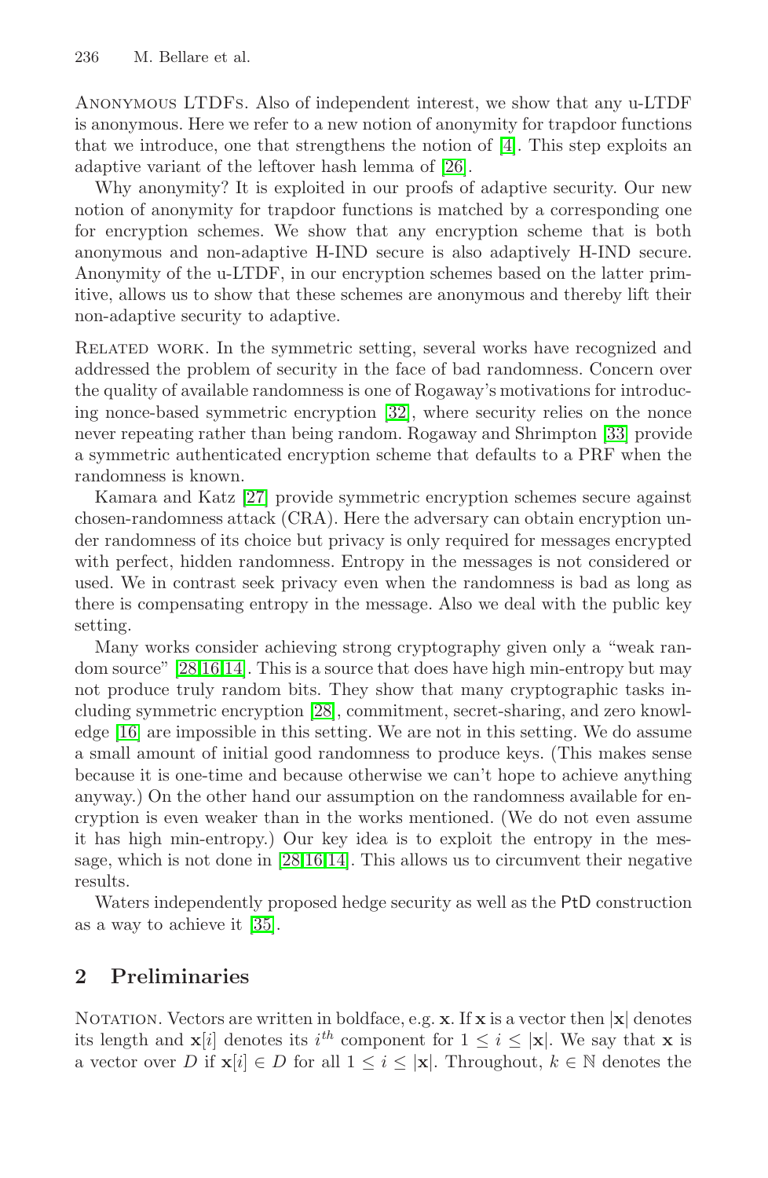Anonymous LTDFs. Also of independent interest, we show that any u-LTDF is anonymous. Here we refer to a new notion of anonymity for trapdoor functions that we introduce, one that strengthens the notion of [4]. This step exploits an adaptive variant of the leftover hash lemma of [26].

Why anonymity? It is exploited in our proofs of adaptive security. Our new notion of anonymity for trapdoor functions is matched by a corresponding one for encryption schemes. We show that any encryption scheme that is both anonymous and non-adaptive H-IND secure is also adaptively H-IND secure. Anonymity of the u-LTDF, in our encryption schemes based on the latter primitive, allows us to show that these schemes are anonymous and thereby lift their non-adaptive security to adaptive.

Related work. In the symmetric setting, several works have recognized and addressed the problem of security in the face of bad randomness. Concern over the quality of available randomness is one of Rogaway's motivations for introducing nonce-based symmetric encryption [32], where security relies on the nonce never repeating rather than being random. Rogaway and Shrimpton [33] provide a symmetric authenticated encryption scheme that defaults to a PRF when the randomness is known.

Kamara and Katz [27] provide symmetric encryption schemes secure against chosen-randomness attack (CRA). Here the adversary can obtain encryption under randomness of its choice but privacy is only required for messages encrypted with perfect, hidden randomness. Entropy in the messages is not considered or used. We in contrast seek privacy even when the randomness is bad as long as there is compensating entropy in the message. Also we deal with the public key setting.

Many works consider achieving strong cryptography given only a "weak random source" [28,16,14]. This is a source that does have high min-entropy but may not produce truly random bits. They show that many cryptographic tasks including symmetric encryption [28], commitment, secret-sharing, and zero knowledge [16] are impossible in this setting. We are not in this setting. We do assume a small amount of initial good randomness to produce keys. (This makes sense because it is one-time and because otherwise we can't hope to achieve anything anyway.) On the other hand our assumption on the randomness available for encryption is even weaker than in the works mentioned. (We do not even assume it has high min-entropy.) Our key idea is to exploit the entropy in the message, which is not done in [28,16,14]. This allows us to circumvent their negative results.

Waters independently proposed hedge security as well as the PtD construction as a way to achieve it [35].

## 2 Preliminaries

Notation. Vectors are written in boldface, e.g. $\mathbf{x}$. If $\mathbf{x}$ is a vector then $|\mathbf{x}|$ denotes its length and $\mathbf{x}[i]$ denotes its $i^{th}$ component for $1 \le i \le |\mathbf{x}|$. We say that $\mathbf{x}$ is a vector over $D$ if $\mathbf{x}[i] \in D$ for all $1 \le i \le |\mathbf{x}|$. Throughout, $k \in \mathbb{N}$ denotes the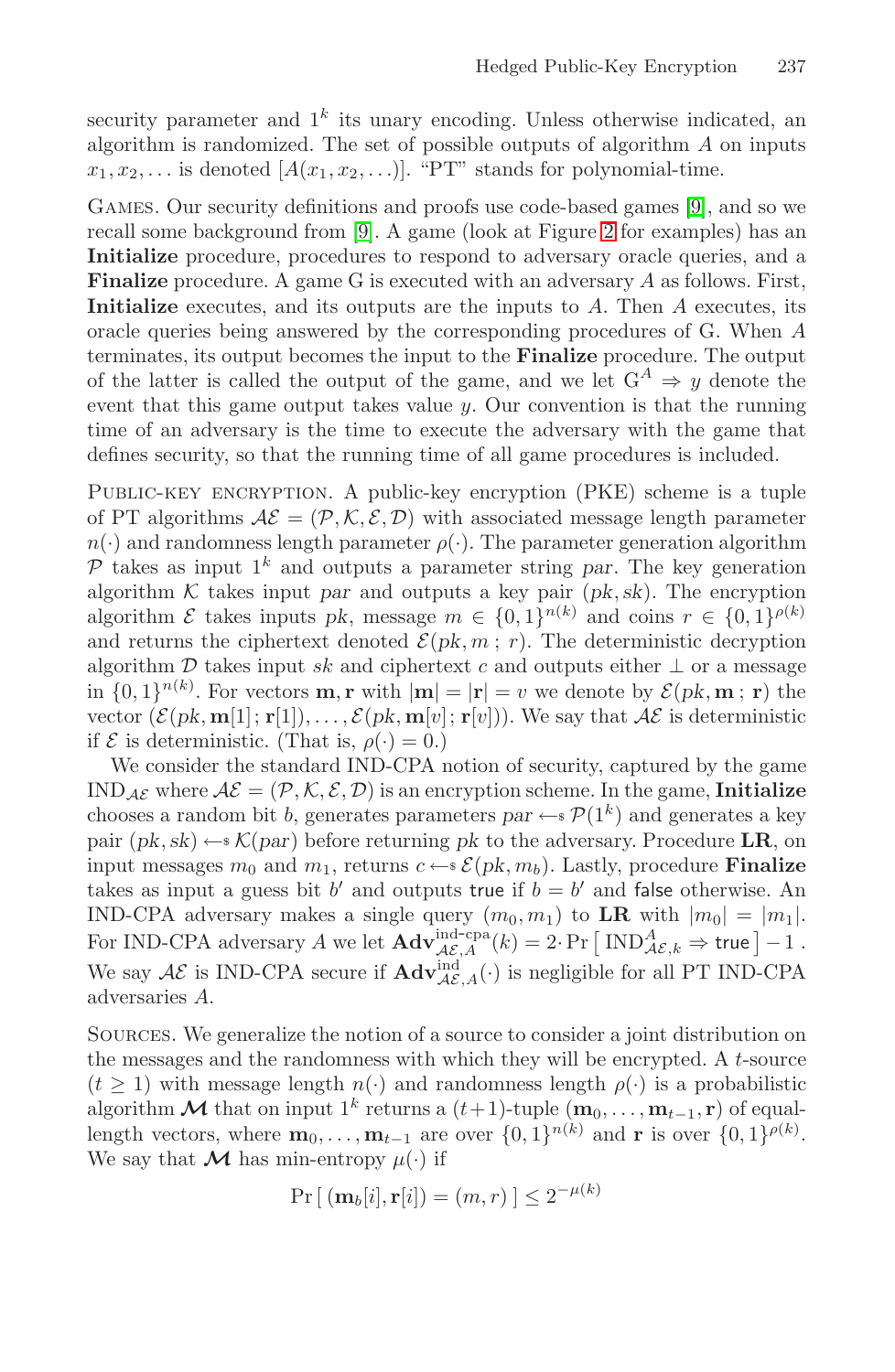security parameter and $1^k$ its unary encoding. Unless otherwise indicated, an algorithm is randomized. The set of possible outputs of algorithm $A$ on inputs $x_1, x_2, \ldots$ is denoted $[A(x_1, x_2, \ldots)]$. "PT" stands for polynomial-time.

Games. Our security definitions and proofs use code-based games [9], and so we recall some background from [9]. A game (look at Figure 2 for examples) has an **Initialize** procedure, procedures to respond to adversary oracle queries, and a **Finalize** procedure. A game G is executed with an adversary $A$ as follows. First, **Initialize** executes, and its outputs are the inputs to $A$. Then $A$ executes, its oracle queries being answered by the corresponding procedures of G. When $A$ terminates, its output becomes the input to the **Finalize** procedure. The output of the latter is called the output of the game, and we let $\mathrm{G}^A \Rightarrow y$ denote the event that this game output takes value $y$. Our convention is that the running time of an adversary is the time to execute the adversary with the game that defines security, so that the running time of all game procedures is included.

Public-key encryption. A public-key encryption (PKE) scheme is a tuple of PT algorithms $\mathcal{AE} = (\mathcal{P}, \mathcal{K}, \mathcal{E}, \mathcal{D})$ with associated message length parameter $n(\cdot)$ and randomness length parameter $\rho(\cdot)$. The parameter generation algorithm $\mathcal{P}$ takes as input $1^k$ and outputs a parameter string *par*. The key generation algorithm $\mathcal{K}$ takes input *par* and outputs a key pair $(pk, sk)$. The encryption algorithm $\mathcal{E}$ takes inputs $pk$, message $m \in \{0,1\}^{n(k)}$ and coins $r \in \{0,1\}^{\rho(k)}$ and returns the ciphertext denoted $\mathcal{E}(pk, m\,;\, r)$. The deterministic decryption algorithm $\mathcal{D}$ takes input $sk$ and ciphertext $c$ and outputs either $\perp$ or a message in $\{0,1\}^{n(k)}$. For vectors $\mathbf{m}, \mathbf{r}$ with $|\mathbf{m}| = |\mathbf{r}| = v$ we denote by $\mathcal{E}(pk, \mathbf{m}\,;\, \mathbf{r})$ the vector $(\mathcal{E}(pk, \mathbf{m}[1]\,;\, \mathbf{r}[1]), \ldots, \mathcal{E}(pk, \mathbf{m}[v]\,;\, \mathbf{r}[v]))$. We say that $\mathcal{AE}$ is deterministic if $\mathcal{E}$ is deterministic. (That is, $\rho(\cdot) = 0$.)

We consider the standard IND-CPA notion of security, captured by the game $\mathrm{IND}_{\mathcal{AE}}$ where $\mathcal{AE} = (\mathcal{P}, \mathcal{K}, \mathcal{E}, \mathcal{D})$ is an encryption scheme. In the game, **Initialize** chooses a random bit $b$, generates parameters $par \leftarrow\!\!\$\; \mathcal{P}(1^k)$ and generates a key pair $(pk, sk) \leftarrow\!\!\$\; \mathcal{K}(par)$ before returning $pk$ to the adversary. Procedure **LR**, on input messages $m_0$ and $m_1$, returns $c \leftarrow\!\!\$\; \mathcal{E}(pk, m_b)$. Lastly, procedure **Finalize** takes as input a guess bit $b'$ and outputs $\mathsf{true}$ if $b = b'$ and $\mathsf{false}$ otherwise. An IND-CPA adversary makes a single query $(m_0, m_1)$ to **LR** with $|m_0| = |m_1|$. For IND-CPA adversary $A$ we let $\mathbf{Adv}^{\text{ind-cpa}}_{\mathcal{AE},A}(k) = 2 \cdot \Pr\left[\,\mathrm{IND}^A_{\mathcal{AE},k} \Rightarrow \mathsf{true}\,\right] - 1$. We say $\mathcal{AE}$ is IND-CPA secure if $\mathbf{Adv}^{\text{ind}}_{\mathcal{AE},A}(\cdot)$ is negligible for all PT IND-CPA adversaries $A$.

Sources. We generalize the notion of a source to consider a joint distribution on the messages and the randomness with which they will be encrypted. A $t$-source ($t \geq 1$) with message length $n(\cdot)$ and randomness length $\rho(\cdot)$ is a probabilistic algorithm $\boldsymbol{\mathcal{M}}$ that on input $1^k$ returns a $(t+1)$-tuple $(\mathbf{m}_0, \ldots, \mathbf{m}_{t-1}, \mathbf{r})$ of equal-length vectors, where $\mathbf{m}_0, \ldots, \mathbf{m}_{t-1}$ are over $\{0,1\}^{n(k)}$ and $\mathbf{r}$ is over $\{0,1\}^{\rho(k)}$. We say that $\boldsymbol{\mathcal{M}}$ has min-entropy $\mu(\cdot)$ if

$$\Pr\left[\,(\mathbf{m}_b[i], \mathbf{r}[i]) = (m, r)\,\right] \leq 2^{-\mu(k)}$$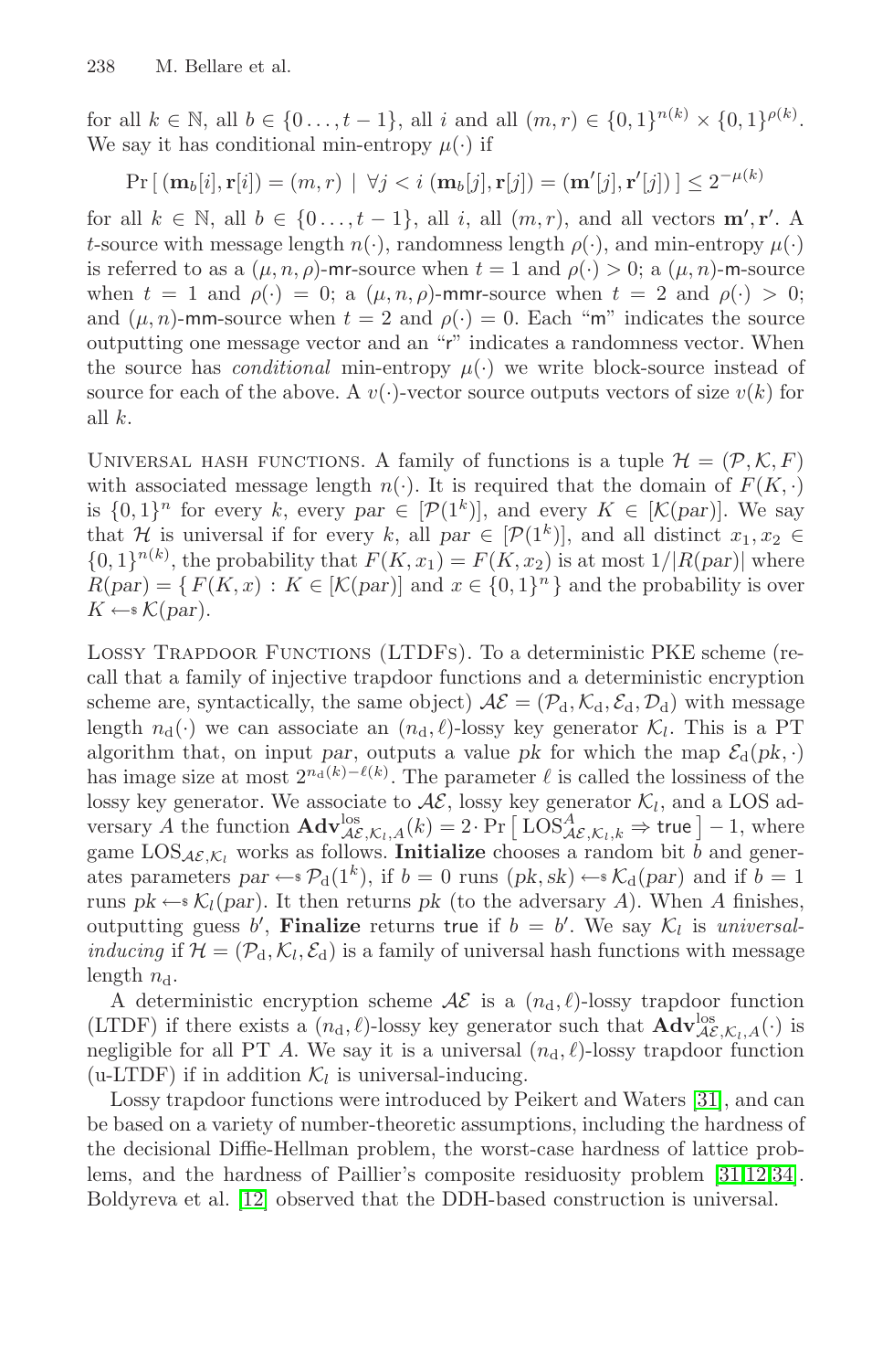for all $k \in \mathbb{N}$, all $b \in \{0 \ldots, t-1\}$, all $i$ and all $(m, r) \in \{0,1\}^{n(k)} \times \{0,1\}^{\rho(k)}$. We say it has conditional min-entropy $\mu(\cdot)$ if

$$\Pr\left[\, (\mathbf{m}_b[i], \mathbf{r}[i]) = (m, r) \mid \forall j < i\ (\mathbf{m}_b[j], \mathbf{r}[j]) = (\mathbf{m}'[j], \mathbf{r}'[j])\,\right] \leq 2^{-\mu(k)}$$

for all $k \in \mathbb{N}$, all $b \in \{0 \ldots, t-1\}$, all $i$, all $(m, r)$, and all vectors $\mathbf{m}', \mathbf{r}'$. A $t$-source with message length $n(\cdot)$, randomness length $\rho(\cdot)$, and min-entropy $\mu(\cdot)$ is referred to as a $(\mu, n, \rho)$-$\mathsf{mr}$-source when $t = 1$ and $\rho(\cdot) > 0$; a $(\mu, n)$-$\mathsf{m}$-source when $t = 1$ and $\rho(\cdot) = 0$; a $(\mu, n, \rho)$-$\mathsf{mmr}$-source when $t = 2$ and $\rho(\cdot) > 0$; and $(\mu, n)$-$\mathsf{mm}$-source when $t = 2$ and $\rho(\cdot) = 0$. Each "$\mathsf{m}$" indicates the source outputting one message vector and an "$\mathsf{r}$" indicates a randomness vector. When the source has *conditional* min-entropy $\mu(\cdot)$ we write block-source instead of source for each of the above. A $v(\cdot)$-vector source outputs vectors of size $v(k)$ for all $k$.

UNIVERSAL HASH FUNCTIONS. A family of functions is a tuple $\mathcal{H} = (\mathcal{P}, \mathcal{K}, F)$ with associated message length $n(\cdot)$. It is required that the domain of $F(K, \cdot)$ is $\{0,1\}^n$ for every $k$, every $par \in [\mathcal{P}(1^k)]$, and every $K \in [\mathcal{K}(par)]$. We say that $\mathcal{H}$ is universal if for every $k$, all $par \in [\mathcal{P}(1^k)]$, and all distinct $x_1, x_2 \in \{0,1\}^{n(k)}$, the probability that $F(K, x_1) = F(K, x_2)$ is at most $1/|R(par)|$ where $R(par) = \{\, F(K, x) : K \in [\mathcal{K}(par)] \text{ and } x \in \{0,1\}^n \,\}$ and the probability is over $K \leftarrow_{\$} \mathcal{K}(par)$.

LOSSY TRAPDOOR FUNCTIONS (LTDFS). To a deterministic PKE scheme (recall that a family of injective trapdoor functions and a deterministic encryption scheme are, syntactically, the same object) $\mathcal{AE} = (\mathcal{P}_{\mathrm{d}}, \mathcal{K}_{\mathrm{d}}, \mathcal{E}_{\mathrm{d}}, \mathcal{D}_{\mathrm{d}})$ with message length $n_{\mathrm{d}}(\cdot)$ we can associate an $(n_{\mathrm{d}}, \ell)$-lossy key generator $\mathcal{K}_l$. This is a PT algorithm that, on input $par$, outputs a value $pk$ for which the map $\mathcal{E}_{\mathrm{d}}(pk, \cdot)$ has image size at most $2^{n_{\mathrm{d}}(k) - \ell(k)}$. The parameter $\ell$ is called the lossiness of the lossy key generator. We associate to $\mathcal{AE}$, lossy key generator $\mathcal{K}_l$, and a LOS adversary $A$ the function $\mathbf{Adv}^{\mathrm{los}}_{\mathcal{AE},\mathcal{K}_l,A}(k) = 2 \cdot \Pr\left[\, \mathrm{LOS}^{A}_{\mathcal{AE},\mathcal{K}_l,k} \Rightarrow \mathsf{true} \,\right] - 1$, where game $\mathrm{LOS}_{\mathcal{AE},\mathcal{K}_l}$ works as follows. **Initialize** chooses a random bit $b$ and generates parameters $par \leftarrow_{\$} \mathcal{P}_{\mathrm{d}}(1^k)$, if $b = 0$ runs $(pk, sk) \leftarrow_{\$} \mathcal{K}_{\mathrm{d}}(par)$ and if $b = 1$ runs $pk \leftarrow_{\$} \mathcal{K}_l(par)$. It then returns $pk$ (to the adversary $A$). When $A$ finishes, outputting guess $b'$, **Finalize** returns $\mathsf{true}$ if $b = b'$. We say $\mathcal{K}_l$ is *universal-inducing* if $\mathcal{H} = (\mathcal{P}_{\mathrm{d}}, \mathcal{K}_l, \mathcal{E}_{\mathrm{d}})$ is a family of universal hash functions with message length $n_{\mathrm{d}}$.

A deterministic encryption scheme $\mathcal{AE}$ is a $(n_{\mathrm{d}}, \ell)$-lossy trapdoor function (LTDF) if there exists a $(n_{\mathrm{d}}, \ell)$-lossy key generator such that $\mathbf{Adv}^{\mathrm{los}}_{\mathcal{AE},\mathcal{K}_l,A}(\cdot)$ is negligible for all PT $A$. We say it is a universal $(n_{\mathrm{d}}, \ell)$-lossy trapdoor function (u-LTDF) if in addition $\mathcal{K}_l$ is universal-inducing.

Lossy trapdoor functions were introduced by Peikert and Waters [31], and can be based on a variety of number-theoretic assumptions, including the hardness of the decisional Diffie-Hellman problem, the worst-case hardness of lattice problems, and the hardness of Paillier's composite residuosity problem [31,12,34]. Boldyreva et al. [12] observed that the DDH-based construction is universal.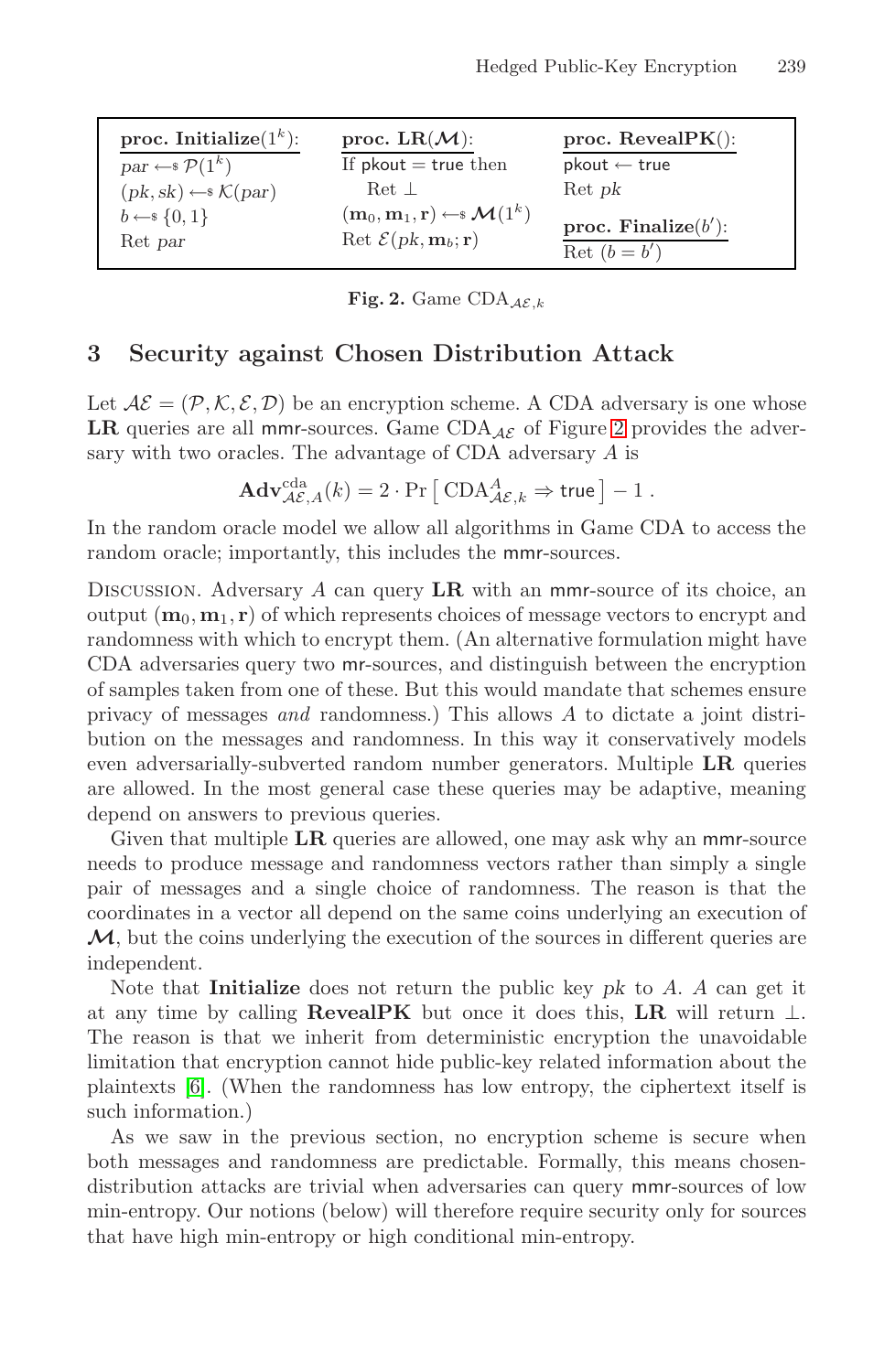| proc. Initialize($1^k$): | proc. LR($\mathcal{M}$): | proc. RevealPK(): |
|---|---|---|
| $par \leftarrow\!\!\$\ \mathcal{P}(1^k)$ | If pkout = true then | pkout ← true |
| $(pk, sk) \leftarrow\!\!\$\ \mathcal{K}(par)$ | Ret $\perp$ | Ret $pk$ |
| $b \leftarrow\!\!\$\ \{0, 1\}$ | $(\mathbf{m}_0, \mathbf{m}_1, \mathbf{r}) \leftarrow\!\!\$\ \mathcal{M}(1^k)$ | **proc. Finalize**($b'$): |
| Ret $par$ | Ret $\mathcal{E}(pk, \mathbf{m}_b; \mathbf{r})$ | Ret $(b = b')$ |

**Fig. 2.** Game $\mathrm{CDA}_{\mathcal{AE},k}$

## 3 Security against Chosen Distribution Attack

Let $\mathcal{AE} = (\mathcal{P}, \mathcal{K}, \mathcal{E}, \mathcal{D})$ be an encryption scheme. A CDA adversary is one whose **LR** queries are all mmr-sources. Game $\mathrm{CDA}_{\mathcal{AE}}$ of Figure 2 provides the adversary with two oracles. The advantage of CDA adversary $A$ is

$$\mathbf{Adv}^{\mathrm{cda}}_{\mathcal{AE},A}(k) = 2 \cdot \Pr\left[\,\mathrm{CDA}^{A}_{\mathcal{AE},k} \Rightarrow \mathsf{true}\,\right] - 1\ .$$

In the random oracle model we allow all algorithms in Game CDA to access the random oracle; importantly, this includes the mmr-sources.

Discussion. Adversary $A$ can query **LR** with an mmr-source of its choice, an output $(\mathbf{m}_0, \mathbf{m}_1, \mathbf{r})$ of which represents choices of message vectors to encrypt and randomness with which to encrypt them. (An alternative formulation might have CDA adversaries query two mr-sources, and distinguish between the encryption of samples taken from one of these. But this would mandate that schemes ensure privacy of messages *and* randomness.) This allows $A$ to dictate a joint distribution on the messages and randomness. In this way it conservatively models even adversarially-subverted random number generators. Multiple **LR** queries are allowed. In the most general case these queries may be adaptive, meaning depend on answers to previous queries.

Given that multiple **LR** queries are allowed, one may ask why an mmr-source needs to produce message and randomness vectors rather than simply a single pair of messages and a single choice of randomness. The reason is that the coordinates in a vector all depend on the same coins underlying an execution of $\mathcal{M}$, but the coins underlying the execution of the sources in different queries are independent.

Note that **Initialize** does not return the public key $pk$ to $A$. $A$ can get it at any time by calling **RevealPK** but once it does this, **LR** will return $\perp$. The reason is that we inherit from deterministic encryption the unavoidable limitation that encryption cannot hide public-key related information about the plaintexts [6]. (When the randomness has low entropy, the ciphertext itself is such information.)

As we saw in the previous section, no encryption scheme is secure when both messages and randomness are predictable. Formally, this means chosen-distribution attacks are trivial when adversaries can query mmr-sources of low min-entropy. Our notions (below) will therefore require security only for sources that have high min-entropy or high conditional min-entropy.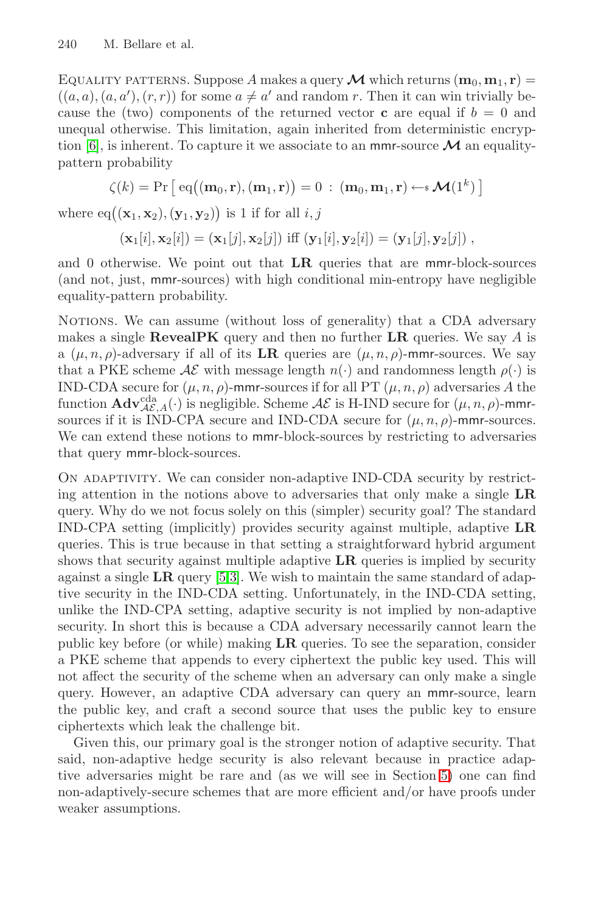Equality patterns. Suppose $A$ makes a query $\boldsymbol{\mathcal{M}}$ which returns $(\mathbf{m}_0, \mathbf{m}_1, \mathbf{r}) = ((a, a), (a, a'), (r, r))$ for some $a \neq a'$ and random $r$. Then it can win trivially because the (two) components of the returned vector $\mathbf{c}$ are equal if $b = 0$ and unequal otherwise. This limitation, again inherited from deterministic encryption [6], is inherent. To capture it we associate to an mmr-source $\boldsymbol{\mathcal{M}}$ an equality-pattern probability

$$\zeta(k) = \Pr\left[\, \mathrm{eq}\big((\mathbf{m}_0, \mathbf{r}), (\mathbf{m}_1, \mathbf{r})\big) = 0 \,:\, (\mathbf{m}_0, \mathbf{m}_1, \mathbf{r}) \leftarrow_{\$} \boldsymbol{\mathcal{M}}(1^k) \,\right]$$

where $\mathrm{eq}\big((\mathbf{x}_1, \mathbf{x}_2), (\mathbf{y}_1, \mathbf{y}_2)\big)$ is 1 if for all $i, j$

$$(\mathbf{x}_1[i], \mathbf{x}_2[i]) = (\mathbf{x}_1[j], \mathbf{x}_2[j]) \text{ iff } (\mathbf{y}_1[i], \mathbf{y}_2[i]) = (\mathbf{y}_1[j], \mathbf{y}_2[j])\;,$$

and 0 otherwise. We point out that **LR** queries that are mmr-block-sources (and not, just, mmr-sources) with high conditional min-entropy have negligible equality-pattern probability.

Notions. We can assume (without loss of generality) that a CDA adversary makes a single **RevealPK** query and then no further **LR** queries. We say $A$ is a $(\mu, n, \rho)$-adversary if all of its **LR** queries are $(\mu, n, \rho)$-mmr-sources. We say that a PKE scheme $\mathcal{AE}$ with message length $n(\cdot)$ and randomness length $\rho(\cdot)$ is IND-CDA secure for $(\mu, n, \rho)$-mmr-sources if for all PT $(\mu, n, \rho)$ adversaries $A$ the function $\mathbf{Adv}^{\mathrm{cda}}_{\mathcal{AE},A}(\cdot)$ is negligible. Scheme $\mathcal{AE}$ is H-IND secure for $(\mu, n, \rho)$-mmr-sources if it is IND-CPA secure and IND-CDA secure for $(\mu, n, \rho)$-mmr-sources. We can extend these notions to mmr-block-sources by restricting to adversaries that query mmr-block-sources.

On adaptivity. We can consider non-adaptive IND-CDA security by restricting attention in the notions above to adversaries that only make a single **LR** query. Why do we not focus solely on this (simpler) security goal? The standard IND-CPA setting (implicitly) provides security against multiple, adaptive **LR** queries. This is true because in that setting a straightforward hybrid argument shows that security against multiple adaptive **LR** queries is implied by security against a single **LR** query [5,3]. We wish to maintain the same standard of adaptive security in the IND-CDA setting. Unfortunately, in the IND-CDA setting, unlike the IND-CPA setting, adaptive security is not implied by non-adaptive security. In short this is because a CDA adversary necessarily cannot learn the public key before (or while) making **LR** queries. To see the separation, consider a PKE scheme that appends to every ciphertext the public key used. This will not affect the security of the scheme when an adversary can only make a single query. However, an adaptive CDA adversary can query an mmr-source, learn the public key, and craft a second source that uses the public key to ensure ciphertexts which leak the challenge bit.

Given this, our primary goal is the stronger notion of adaptive security. That said, non-adaptive hedge security is also relevant because in practice adaptive adversaries might be rare and (as we will see in Section 5) one can find non-adaptively-secure schemes that are more efficient and/or have proofs under weaker assumptions.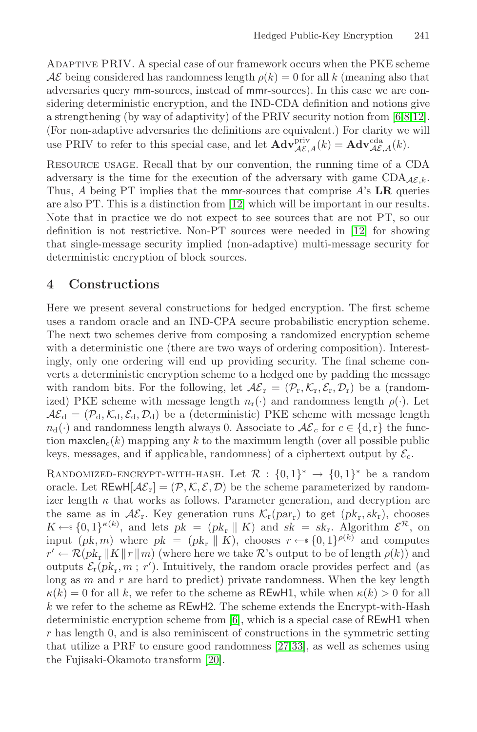ADAPTIVE PRIV. A special case of our framework occurs when the PKE scheme $\mathcal{AE}$ being considered has randomness length $\rho(k) = 0$ for all $k$ (meaning also that adversaries query mm-sources, instead of mmr-sources). In this case we are considering deterministic encryption, and the IND-CDA definition and notions give a strengthening (by way of adaptivity) of the PRIV security notion from [6,8,12]. (For non-adaptive adversaries the definitions are equivalent.) For clarity we will use PRIV to refer to this special case, and let $\mathbf{Adv}^{\mathrm{priv}}_{\mathcal{AE},A}(k) = \mathbf{Adv}^{\mathrm{cda}}_{\mathcal{AE},A}(k)$.

RESOURCE USAGE. Recall that by our convention, the running time of a CDA adversary is the time for the execution of the adversary with game $\mathrm{CDA}_{\mathcal{AE},k}$. Thus, $A$ being PT implies that the mmr-sources that comprise $A$'s **LR** queries are also PT. This is a distinction from [12] which will be important in our results. Note that in practice we do not expect to see sources that are not PT, so our definition is not restrictive. Non-PT sources were needed in [12] for showing that single-message security implied (non-adaptive) multi-message security for deterministic encryption of block sources.

## 4 Constructions

Here we present several constructions for hedged encryption. The first scheme uses a random oracle and an IND-CPA secure probabilistic encryption scheme. The next two schemes derive from composing a randomized encryption scheme with a deterministic one (there are two ways of ordering composition). Interestingly, only one ordering will end up providing security. The final scheme converts a deterministic encryption scheme to a hedged one by padding the message with random bits. For the following, let $\mathcal{AE}_{\mathrm{r}} = (\mathcal{P}_{\mathrm{r}}, \mathcal{K}_{\mathrm{r}}, \mathcal{E}_{\mathrm{r}}, \mathcal{D}_{\mathrm{r}})$ be a (randomized) PKE scheme with message length $n_{\mathrm{r}}(\cdot)$ and randomness length $\rho(\cdot)$. Let $\mathcal{AE}_{\mathrm{d}} = (\mathcal{P}_{\mathrm{d}}, \mathcal{K}_{\mathrm{d}}, \mathcal{E}_{\mathrm{d}}, \mathcal{D}_{\mathrm{d}})$ be a (deterministic) PKE scheme with message length $n_{\mathrm{d}}(\cdot)$ and randomness length always 0. Associate to $\mathcal{AE}_c$ for $c \in \{\mathrm{d}, \mathrm{r}\}$ the function $\mathsf{maxclen}_c(k)$ mapping any $k$ to the maximum length (over all possible public keys, messages, and if applicable, randomness) of a ciphertext output by $\mathcal{E}_c$.

RANDOMIZED-ENCRYPT-WITH-HASH. Let $\mathcal{R} : \{0,1\}^* \to \{0,1\}^*$ be a random oracle. Let $\mathsf{REwH}[\mathcal{AE}_{\mathrm{r}}] = (\mathcal{P}, \mathcal{K}, \mathcal{E}, \mathcal{D})$ be the scheme parameterized by randomizer length $\kappa$ that works as follows. Parameter generation, and decryption are the same as in $\mathcal{AE}_{\mathrm{r}}$. Key generation runs $\mathcal{K}_{\mathrm{r}}(par_{\mathrm{r}})$ to get $(pk_{\mathrm{r}}, sk_{\mathrm{r}})$, chooses $K \leftarrow_{\$} \{0,1\}^{\kappa(k)}$, and lets $pk = (pk_{\mathrm{r}} \parallel K)$ and $sk = sk_{\mathrm{r}}$. Algorithm $\mathcal{E}^{\mathcal{R}}$, on input $(pk, m)$ where $pk = (pk_{\mathrm{r}} \parallel K)$, chooses $r \leftarrow_{\$} \{0,1\}^{\rho(k)}$ and computes $r' \leftarrow \mathcal{R}(pk_{\mathrm{r}} \parallel K \parallel r \parallel m)$ (where here we take $\mathcal{R}$'s output to be of length $\rho(k)$) and outputs $\mathcal{E}_{\mathrm{r}}(pk_{\mathrm{r}}, m \,;\, r')$. Intuitively, the random oracle provides perfect and (as long as $m$ and $r$ are hard to predict) private randomness. When the key length $\kappa(k) = 0$ for all $k$, we refer to the scheme as $\mathsf{REwH1}$, while when $\kappa(k) > 0$ for all $k$ we refer to the scheme as $\mathsf{REwH2}$. The scheme extends the Encrypt-with-Hash deterministic encryption scheme from [6], which is a special case of $\mathsf{REwH1}$ when $r$ has length 0, and is also reminiscent of constructions in the symmetric setting that utilize a PRF to ensure good randomness [27,33], as well as schemes using the Fujisaki-Okamoto transform [20].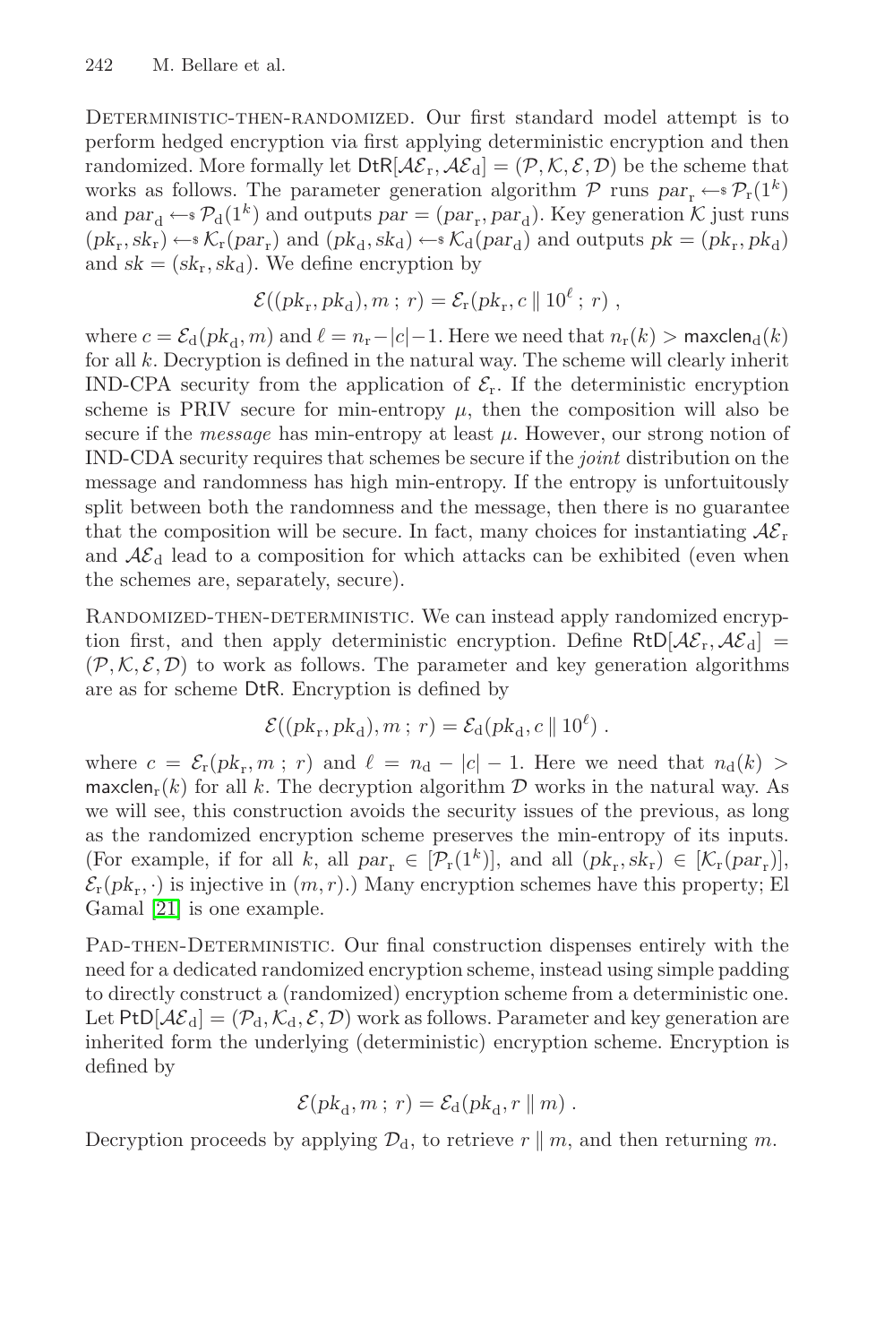**Deterministic-then-randomized.** Our first standard model attempt is to perform hedged encryption via first applying deterministic encryption and then randomized. More formally let $\mathsf{DtR}[\mathcal{AE}_{\mathrm{r}}, \mathcal{AE}_{\mathrm{d}}] = (\mathcal{P}, \mathcal{K}, \mathcal{E}, \mathcal{D})$ be the scheme that works as follows. The parameter generation algorithm $\mathcal{P}$ runs $par_{\mathrm{r}} \leftarrow\!\!\$\; \mathcal{P}_{\mathrm{r}}(1^k)$ and $par_{\mathrm{d}} \leftarrow\!\!\$\; \mathcal{P}_{\mathrm{d}}(1^k)$ and outputs $par = (par_{\mathrm{r}}, par_{\mathrm{d}})$. Key generation $\mathcal{K}$ just runs $(pk_{\mathrm{r}}, sk_{\mathrm{r}}) \leftarrow\!\!\$\; \mathcal{K}_{\mathrm{r}}(par_{\mathrm{r}})$ and $(pk_{\mathrm{d}}, sk_{\mathrm{d}}) \leftarrow\!\!\$\; \mathcal{K}_{\mathrm{d}}(par_{\mathrm{d}})$ and outputs $pk = (pk_{\mathrm{r}}, pk_{\mathrm{d}})$ and $sk = (sk_{\mathrm{r}}, sk_{\mathrm{d}})$. We define encryption by

$$\mathcal{E}((pk_{\mathrm{r}}, pk_{\mathrm{d}}), m\,;\,r) = \mathcal{E}_{\mathrm{r}}(pk_{\mathrm{r}}, c \,\|\, 10^{\ell}\,;\,r)\ ,$$

where $c = \mathcal{E}_{\mathrm{d}}(pk_{\mathrm{d}}, m)$ and $\ell = n_{\mathrm{r}} - |c| - 1$. Here we need that $n_{\mathrm{r}}(k) > \mathsf{maxclen}_{\mathrm{d}}(k)$ for all $k$. Decryption is defined in the natural way. The scheme will clearly inherit IND-CPA security from the application of $\mathcal{E}_{\mathrm{r}}$. If the deterministic encryption scheme is PRIV secure for min-entropy $\mu$, then the composition will also be secure if the *message* has min-entropy at least $\mu$. However, our strong notion of IND-CDA security requires that schemes be secure if the *joint* distribution on the message and randomness has high min-entropy. If the entropy is unfortuitously split between both the randomness and the message, then there is no guarantee that the composition will be secure. In fact, many choices for instantiating $\mathcal{AE}_{\mathrm{r}}$ and $\mathcal{AE}_{\mathrm{d}}$ lead to a composition for which attacks can be exhibited (even when the schemes are, separately, secure).

**Randomized-then-deterministic.** We can instead apply randomized encryption first, and then apply deterministic encryption. Define $\mathsf{RtD}[\mathcal{AE}_{\mathrm{r}}, \mathcal{AE}_{\mathrm{d}}] = (\mathcal{P}, \mathcal{K}, \mathcal{E}, \mathcal{D})$ to work as follows. The parameter and key generation algorithms are as for scheme $\mathsf{DtR}$. Encryption is defined by

$$\mathcal{E}((pk_{\mathrm{r}}, pk_{\mathrm{d}}), m\,;\,r) = \mathcal{E}_{\mathrm{d}}(pk_{\mathrm{d}}, c \,\|\, 10^{\ell})\ .$$

where $c = \mathcal{E}_{\mathrm{r}}(pk_{\mathrm{r}}, m\,;\,r)$ and $\ell = n_{\mathrm{d}} - |c| - 1$. Here we need that $n_{\mathrm{d}}(k) > \mathsf{maxclen}_{\mathrm{r}}(k)$ for all $k$. The decryption algorithm $\mathcal{D}$ works in the natural way. As we will see, this construction avoids the security issues of the previous, as long as the randomized encryption scheme preserves the min-entropy of its inputs. (For example, if for all $k$, all $par_{\mathrm{r}} \in [\mathcal{P}_{\mathrm{r}}(1^k)]$, and all $(pk_{\mathrm{r}}, sk_{\mathrm{r}}) \in [\mathcal{K}_{\mathrm{r}}(par_{\mathrm{r}})]$, $\mathcal{E}_{\mathrm{r}}(pk_{\mathrm{r}}, \cdot)$ is injective in $(m, r)$.) Many encryption schemes have this property; El Gamal [21] is one example.

**Pad-then-Deterministic.** Our final construction dispenses entirely with the need for a dedicated randomized encryption scheme, instead using simple padding to directly construct a (randomized) encryption scheme from a deterministic one. Let $\mathsf{PtD}[\mathcal{AE}_{\mathrm{d}}] = (\mathcal{P}_{\mathrm{d}}, \mathcal{K}_{\mathrm{d}}, \mathcal{E}, \mathcal{D})$ work as follows. Parameter and key generation are inherited form the underlying (deterministic) encryption scheme. Encryption is defined by

$$\mathcal{E}(pk_{\mathrm{d}}, m\,;\,r) = \mathcal{E}_{\mathrm{d}}(pk_{\mathrm{d}}, r \,\|\, m)\ .$$

Decryption proceeds by applying $\mathcal{D}_{\mathrm{d}}$, to retrieve $r \,\|\, m$, and then returning $m$.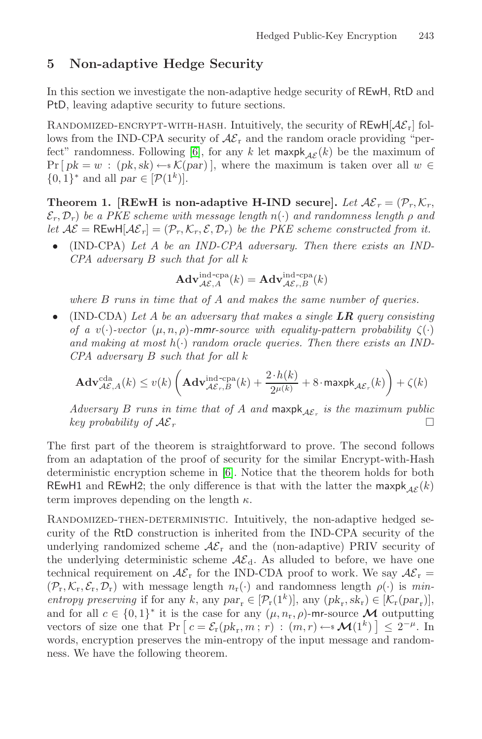## 5 Non-adaptive Hedge Security

In this section we investigate the non-adaptive hedge security of REwH, RtD and PtD, leaving adaptive security to future sections.

Randomized-encrypt-with-hash. Intuitively, the security of $\mathsf{REwH}[\mathcal{AE}_{\mathrm{r}}]$ follows from the IND-CPA security of $\mathcal{AE}_{\mathrm{r}}$ and the random oracle providing "perfect" randomness. Following [6], for any $k$ let $\mathsf{maxpk}_{\mathcal{AE}}(k)$ be the maximum of $\Pr[\, pk = w \,:\, (pk, sk) \leftarrow\!\!\$\, \mathcal{K}(par)\,]$, where the maximum is taken over all $w \in \{0,1\}^*$ and all $par \in [\mathcal{P}(1^k)]$.

**Theorem 1. [REwH is non-adaptive H-IND secure].** *Let $\mathcal{AE}_r = (\mathcal{P}_r, \mathcal{K}_r, \mathcal{E}_r, \mathcal{D}_r)$ be a PKE scheme with message length $n(\cdot)$ and randomness length $\rho$ and let $\mathcal{AE} = \mathsf{REwH}[\mathcal{AE}_r] = (\mathcal{P}_r, \mathcal{K}_r, \mathcal{E}, \mathcal{D}_r)$ be the PKE scheme constructed from it.*

- (IND-CPA) *Let $A$ be an IND-CPA adversary. Then there exists an IND-CPA adversary $B$ such that for all $k$*

$$\mathbf{Adv}^{\text{ind-cpa}}_{\mathcal{AE},A}(k) = \mathbf{Adv}^{\text{ind-cpa}}_{\mathcal{AE}_r,B}(k)$$

*where $B$ runs in time that of $A$ and makes the same number of queries.*

- (IND-CDA) *Let $A$ be an adversary that makes a single **LR** query consisting of a $v(\cdot)$-vector $(\mu, n, \rho)$-mmr-source with equality-pattern probability $\zeta(\cdot)$ and making at most $h(\cdot)$ random oracle queries. Then there exists an IND-CPA adversary $B$ such that for all $k$*

$$\mathbf{Adv}^{\text{cda}}_{\mathcal{AE},A}(k) \le v(k)\left(\mathbf{Adv}^{\text{ind-cpa}}_{\mathcal{AE}_r,B}(k) + \frac{2\cdot h(k)}{2^{\mu(k)}} + 8\cdot \mathsf{maxpk}_{\mathcal{AE}_r}(k)\right) + \zeta(k)$$

*Adversary $B$ runs in time that of $A$ and $\mathsf{maxpk}_{\mathcal{AE}_r}$ is the maximum public key probability of $\mathcal{AE}_r$* □

The first part of the theorem is straightforward to prove. The second follows from an adaptation of the proof of security for the similar Encrypt-with-Hash deterministic encryption scheme in [6]. Notice that the theorem holds for both REwH1 and REwH2; the only difference is that with the latter the $\mathsf{maxpk}_{\mathcal{AE}}(k)$ term improves depending on the length $\kappa$.

Randomized-then-deterministic. Intuitively, the non-adaptive hedged security of the RtD construction is inherited from the IND-CPA security of the underlying randomized scheme $\mathcal{AE}_{\mathrm{r}}$ and the (non-adaptive) PRIV security of the underlying deterministic scheme $\mathcal{AE}_{\mathrm{d}}$. As alluded to before, we have one technical requirement on $\mathcal{AE}_{\mathrm{r}}$ for the IND-CDA proof to work. We say $\mathcal{AE}_{\mathrm{r}} = (\mathcal{P}_{\mathrm{r}}, \mathcal{K}_{\mathrm{r}}, \mathcal{E}_{\mathrm{r}}, \mathcal{D}_{\mathrm{r}})$ with message length $n_{\mathrm{r}}(\cdot)$ and randomness length $\rho(\cdot)$ is *min-entropy preserving* if for any $k$, any $par_{\mathrm{r}} \in [\mathcal{P}_{\mathrm{r}}(1^k)]$, any $(pk_{\mathrm{r}}, sk_{\mathrm{r}}) \in [\mathcal{K}_{\mathrm{r}}(par_{\mathrm{r}})]$, and for all $c \in \{0,1\}^*$ it is the case for any $(\mu, n_{\mathrm{r}}, \rho)$-mr-source $\boldsymbol{\mathcal{M}}$ outputting vectors of size one that $\Pr\left[\, c = \mathcal{E}_{\mathrm{r}}(pk_{\mathrm{r}}, m\,;\, r) \,:\, (m, r) \leftarrow\!\!\$\, \boldsymbol{\mathcal{M}}(1^k)\,\right] \le 2^{-\mu}$. In words, encryption preserves the min-entropy of the input message and randomness. We have the following theorem.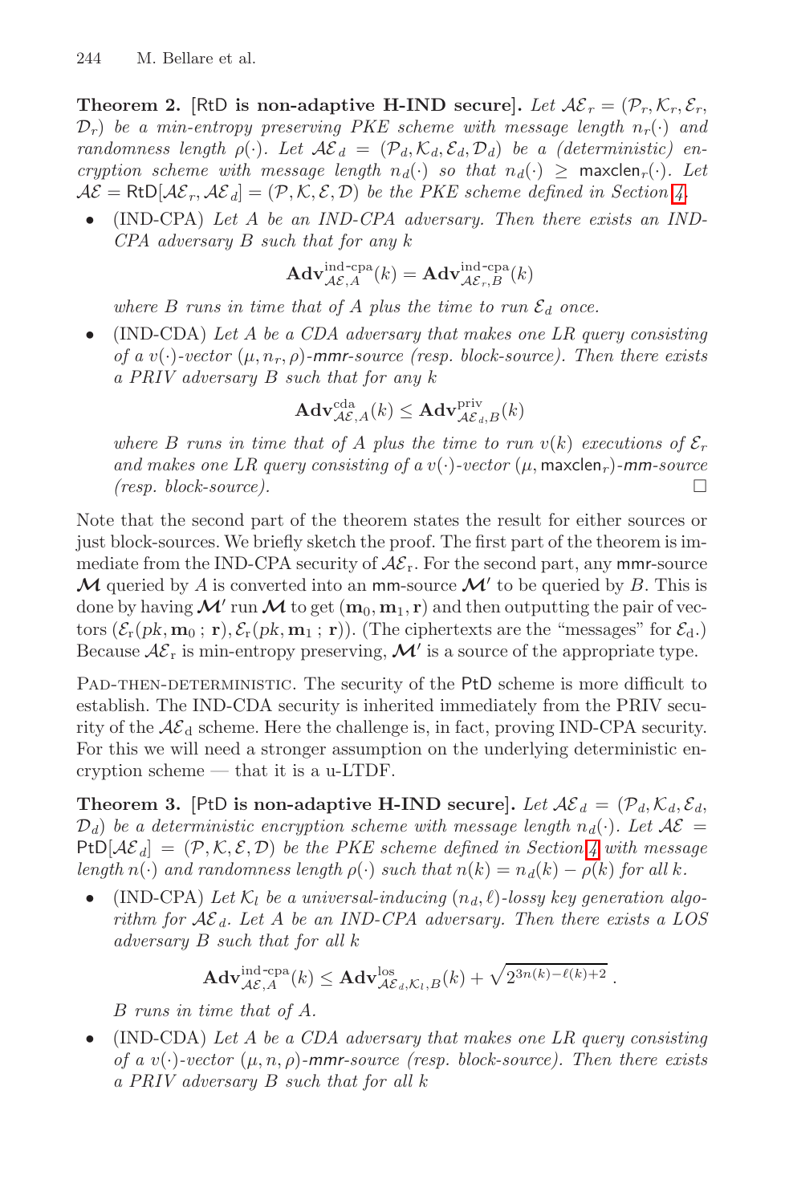**Theorem 2.** [RtD **is non-adaptive H-IND secure**]. *Let $\mathcal{AE}_r = (\mathcal{P}_r, \mathcal{K}_r, \mathcal{E}_r, \mathcal{D}_r)$ be a min-entropy preserving PKE scheme with message length $n_r(\cdot)$ and randomness length $\rho(\cdot)$. Let $\mathcal{AE}_d = (\mathcal{P}_d, \mathcal{K}_d, \mathcal{E}_d, \mathcal{D}_d)$ be a (deterministic) encryption scheme with message length $n_d(\cdot)$ so that $n_d(\cdot) \geq \mathsf{maxclen}_r(\cdot)$. Let $\mathcal{AE} = \mathsf{RtD}[\mathcal{AE}_r, \mathcal{AE}_d] = (\mathcal{P}, \mathcal{K}, \mathcal{E}, \mathcal{D})$ be the PKE scheme defined in Section 4.*

- (IND-CPA) *Let $A$ be an IND-CPA adversary. Then there exists an IND-CPA adversary $B$ such that for any $k$*

$$\mathbf{Adv}^{\text{ind-cpa}}_{\mathcal{AE},A}(k) = \mathbf{Adv}^{\text{ind-cpa}}_{\mathcal{AE}_r,B}(k)$$

*where $B$ runs in time that of $A$ plus the time to run $\mathcal{E}_d$ once.*

- (IND-CDA) *Let $A$ be a CDA adversary that makes one LR query consisting of a $v(\cdot)$-vector $(\mu, n_r, \rho)$-$\mathsf{mmr}$-source (resp. block-source). Then there exists a PRIV adversary $B$ such that for any $k$*

$$\mathbf{Adv}^{\text{cda}}_{\mathcal{AE},A}(k) \leq \mathbf{Adv}^{\text{priv}}_{\mathcal{AE}_d,B}(k)$$

*where $B$ runs in time that of $A$ plus the time to run $v(k)$ executions of $\mathcal{E}_r$ and makes one LR query consisting of a $v(\cdot)$-vector $(\mu, \mathsf{maxclen}_r)$-$\mathsf{mm}$-source (resp. block-source).* □

Note that the second part of the theorem states the result for either sources or just block-sources. We briefly sketch the proof. The first part of the theorem is immediate from the IND-CPA security of $\mathcal{AE}_\mathrm{r}$. For the second part, any $\mathsf{mmr}$-source $\boldsymbol{\mathcal{M}}$ queried by $A$ is converted into an $\mathsf{mm}$-source $\boldsymbol{\mathcal{M}}'$ to be queried by $B$. This is done by having $\boldsymbol{\mathcal{M}}'$ run $\boldsymbol{\mathcal{M}}$ to get $(\mathbf{m}_0, \mathbf{m}_1, \mathbf{r})$ and then outputting the pair of vectors $(\mathcal{E}_\mathrm{r}(pk, \mathbf{m}_0\,;\,\mathbf{r}), \mathcal{E}_\mathrm{r}(pk, \mathbf{m}_1\,;\,\mathbf{r}))$. (The ciphertexts are the "messages" for $\mathcal{E}_\mathrm{d}$.) Because $\mathcal{AE}_\mathrm{r}$ is min-entropy preserving, $\boldsymbol{\mathcal{M}}'$ is a source of the appropriate type.

Pad-then-deterministic. The security of the PtD scheme is more difficult to establish. The IND-CDA security is inherited immediately from the PRIV security of the $\mathcal{AE}_\mathrm{d}$ scheme. Here the challenge is, in fact, proving IND-CPA security. For this we will need a stronger assumption on the underlying deterministic encryption scheme — that it is a u-LTDF.

**Theorem 3.** [PtD **is non-adaptive H-IND secure**]. *Let $\mathcal{AE}_d = (\mathcal{P}_d, \mathcal{K}_d, \mathcal{E}_d, \mathcal{D}_d)$ be a deterministic encryption scheme with message length $n_d(\cdot)$. Let $\mathcal{AE} = \mathsf{PtD}[\mathcal{AE}_d] = (\mathcal{P}, \mathcal{K}, \mathcal{E}, \mathcal{D})$ be the PKE scheme defined in Section 4 with message length $n(\cdot)$ and randomness length $\rho(\cdot)$ such that $n(k) = n_d(k) - \rho(k)$ for all $k$.*

- (IND-CPA) *Let $\mathcal{K}_l$ be a universal-inducing $(n_d, \ell)$-lossy key generation algorithm for $\mathcal{AE}_d$. Let $A$ be an IND-CPA adversary. Then there exists a LOS adversary $B$ such that for all $k$*

$$\mathbf{Adv}^{\text{ind-cpa}}_{\mathcal{AE},A}(k) \leq \mathbf{Adv}^{\text{los}}_{\mathcal{AE}_d,\mathcal{K}_l,B}(k) + \sqrt{2^{3n(k)-\ell(k)+2}}\,.$$

*$B$ runs in time that of $A$.*

- (IND-CDA) *Let $A$ be a CDA adversary that makes one LR query consisting of a $v(\cdot)$-vector $(\mu, n, \rho)$-$\mathsf{mmr}$-source (resp. block-source). Then there exists a PRIV adversary $B$ such that for all $k$*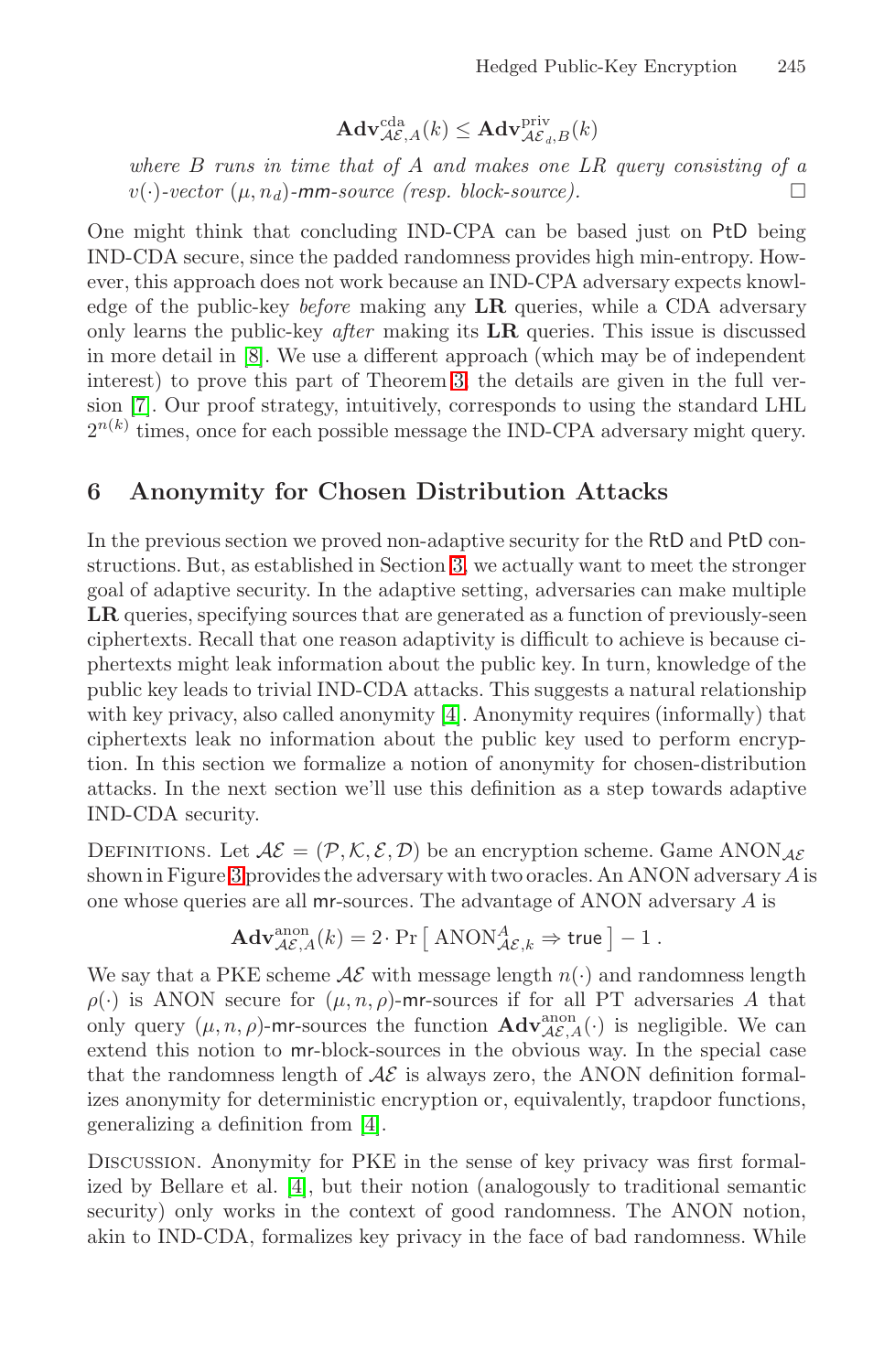$$\mathbf{Adv}^{\mathrm{cda}}_{\mathcal{AE},A}(k) \le \mathbf{Adv}^{\mathrm{priv}}_{\mathcal{AE}_d,B}(k)$$

*where $B$ runs in time that of $A$ and makes one LR query consisting of a $v(\cdot)$-vector $(\mu, n_d)$-mm-source (resp. block-source).* □

One might think that concluding IND-CPA can be based just on PtD being IND-CDA secure, since the padded randomness provides high min-entropy. However, this approach does not work because an IND-CPA adversary expects knowledge of the public-key *before* making any **LR** queries, while a CDA adversary only learns the public-key *after* making its **LR** queries. This issue is discussed in more detail in [8]. We use a different approach (which may be of independent interest) to prove this part of Theorem 3; the details are given in the full version [7]. Our proof strategy, intuitively, corresponds to using the standard LHL $2^{n(k)}$ times, once for each possible message the IND-CPA adversary might query.

## 6 Anonymity for Chosen Distribution Attacks

In the previous section we proved non-adaptive security for the RtD and PtD constructions. But, as established in Section 3, we actually want to meet the stronger goal of adaptive security. In the adaptive setting, adversaries can make multiple **LR** queries, specifying sources that are generated as a function of previously-seen ciphertexts. Recall that one reason adaptivity is difficult to achieve is because ciphertexts might leak information about the public key. In turn, knowledge of the public key leads to trivial IND-CDA attacks. This suggests a natural relationship with key privacy, also called anonymity [4]. Anonymity requires (informally) that ciphertexts leak no information about the public key used to perform encryption. In this section we formalize a notion of anonymity for chosen-distribution attacks. In the next section we'll use this definition as a step towards adaptive IND-CDA security.

Definitions. Let $\mathcal{AE} = (\mathcal{P}, \mathcal{K}, \mathcal{E}, \mathcal{D})$ be an encryption scheme. Game $\mathrm{ANON}_{\mathcal{AE}}$ shown in Figure 3 provides the adversary with two oracles. An ANON adversary $A$ is one whose queries are all mr-sources. The advantage of ANON adversary $A$ is

$$\mathbf{Adv}^{\mathrm{anon}}_{\mathcal{AE},A}(k) = 2 \cdot \Pr\left[\, \mathrm{ANON}^{A}_{\mathcal{AE},k} \Rightarrow \mathsf{true} \,\right] - 1\,.$$

We say that a PKE scheme $\mathcal{AE}$ with message length $n(\cdot)$ and randomness length $\rho(\cdot)$ is ANON secure for $(\mu, n, \rho)$-mr-sources if for all PT adversaries $A$ that only query $(\mu, n, \rho)$-mr-sources the function $\mathbf{Adv}^{\mathrm{anon}}_{\mathcal{AE},A}(\cdot)$ is negligible. We can extend this notion to mr-block-sources in the obvious way. In the special case that the randomness length of $\mathcal{AE}$ is always zero, the ANON definition formalizes anonymity for deterministic encryption or, equivalently, trapdoor functions, generalizing a definition from [4].

Discussion. Anonymity for PKE in the sense of key privacy was first formalized by Bellare et al. [4], but their notion (analogously to traditional semantic security) only works in the context of good randomness. The ANON notion, akin to IND-CDA, formalizes key privacy in the face of bad randomness. While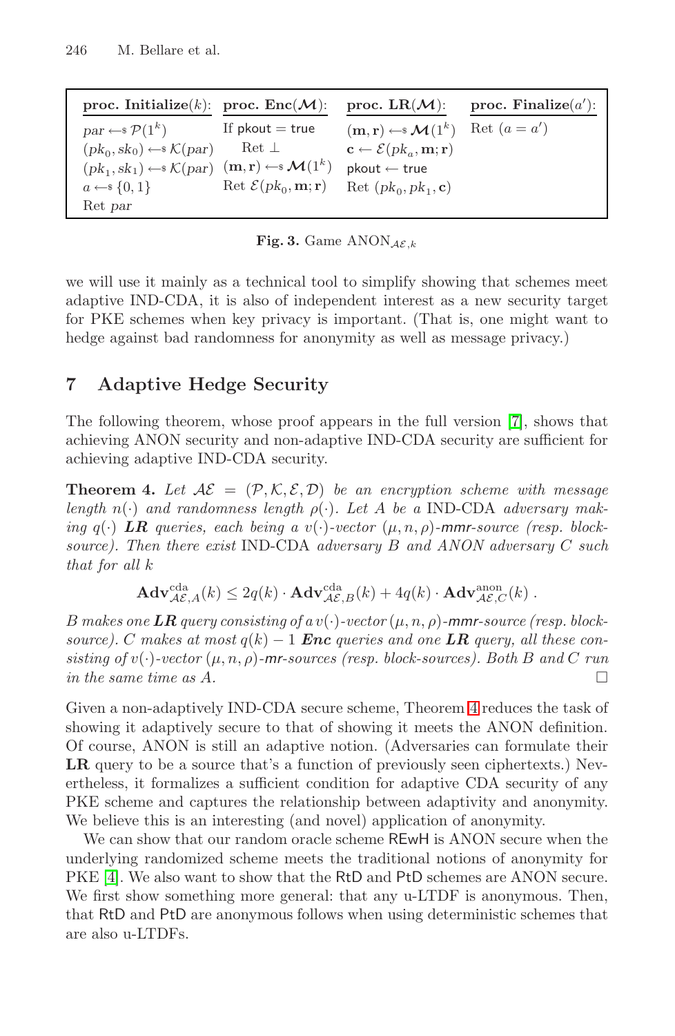| proc. Initialize($k$): | proc. Enc($\mathcal{M}$): | proc. LR($\mathcal{M}$): | proc. Finalize($a'$): |
| --- | --- | --- | --- |
| $par \leftarrow\!\!\$\ \mathcal{P}(1^k)$ | If $\mathsf{pkout} = \mathsf{true}$ | $(\mathbf{m}, \mathbf{r}) \leftarrow\!\!\$\ \mathcal{M}(1^k)$ | Ret $(a = a')$ |
| $(pk_0, sk_0) \leftarrow\!\!\$\ \mathcal{K}(par)$ | Ret $\perp$ | $\mathbf{c} \leftarrow \mathcal{E}(pk_a, \mathbf{m}; \mathbf{r})$ | |
| $(pk_1, sk_1) \leftarrow\!\!\$\ \mathcal{K}(par)$ | $(\mathbf{m}, \mathbf{r}) \leftarrow\!\!\$\ \mathcal{M}(1^k)$ | $\mathsf{pkout} \leftarrow \mathsf{true}$ | |
| $a \leftarrow\!\!\$\ \{0, 1\}$ | Ret $\mathcal{E}(pk_0, \mathbf{m}; \mathbf{r})$ | Ret $(pk_0, pk_1, \mathbf{c})$ | |
| Ret $par$ | | | |

**Fig. 3.** Game $\text{ANON}_{\mathcal{AE},k}$

we will use it mainly as a technical tool to simplify showing that schemes meet adaptive IND-CDA, it is also of independent interest as a new security target for PKE schemes when key privacy is important. (That is, one might want to hedge against bad randomness for anonymity as well as message privacy.)

## 7 Adaptive Hedge Security

The following theorem, whose proof appears in the full version [7], shows that achieving ANON security and non-adaptive IND-CDA security are sufficient for achieving adaptive IND-CDA security.

**Theorem 4.** *Let $\mathcal{AE} = (\mathcal{P}, \mathcal{K}, \mathcal{E}, \mathcal{D})$ be an encryption scheme with message length $n(\cdot)$ and randomness length $\rho(\cdot)$. Let $A$ be a* IND-CDA *adversary making $q(\cdot)$* ***LR*** *queries, each being a $v(\cdot)$-vector $(\mu, n, \rho)$-mmr-source (resp. block-source). Then there exist* IND-CDA *adversary $B$ and ANON adversary $C$ such that for all $k$*

$$\mathbf{Adv}^{\mathrm{cda}}_{\mathcal{AE},A}(k) \leq 2q(k) \cdot \mathbf{Adv}^{\mathrm{cda}}_{\mathcal{AE},B}(k) + 4q(k) \cdot \mathbf{Adv}^{\mathrm{anon}}_{\mathcal{AE},C}(k) \,.$$

*$B$ makes one* ***LR*** *query consisting of a $v(\cdot)$-vector $(\mu, n, \rho)$-mmr-source (resp. block-source). $C$ makes at most $q(k) - 1$* ***Enc*** *queries and one* ***LR*** *query, all these consisting of $v(\cdot)$-vector $(\mu, n, \rho)$-mr-sources (resp. block-sources). Both $B$ and $C$ run in the same time as $A$.* □

Given a non-adaptively IND-CDA secure scheme, Theorem 4 reduces the task of showing it adaptively secure to that of showing it meets the ANON definition. Of course, ANON is still an adaptive notion. (Adversaries can formulate their **LR** query to be a source that's a function of previously seen ciphertexts.) Nevertheless, it formalizes a sufficient condition for adaptive CDA security of any PKE scheme and captures the relationship between adaptivity and anonymity. We believe this is an interesting (and novel) application of anonymity.

We can show that our random oracle scheme REwH is ANON secure when the underlying randomized scheme meets the traditional notions of anonymity for PKE [4]. We also want to show that the RtD and PtD schemes are ANON secure. We first show something more general: that any u-LTDF is anonymous. Then, that RtD and PtD are anonymous follows when using deterministic schemes that are also u-LTDFs.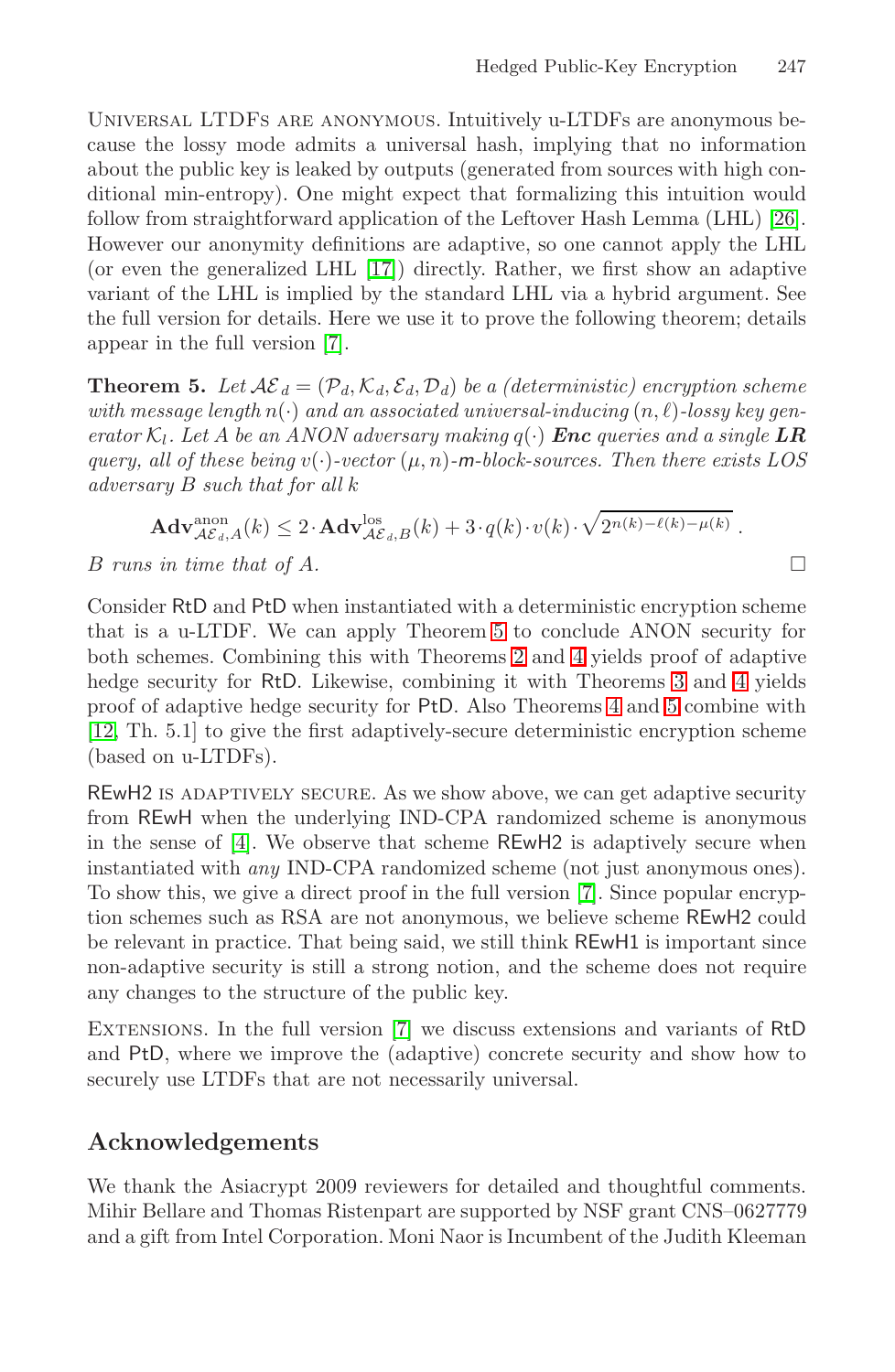Universal LTDFs are anonymous. Intuitively u-LTDFs are anonymous because the lossy mode admits a universal hash, implying that no information about the public key is leaked by outputs (generated from sources with high conditional min-entropy). One might expect that formalizing this intuition would follow from straightforward application of the Leftover Hash Lemma (LHL) [26]. However our anonymity definitions are adaptive, so one cannot apply the LHL (or even the generalized LHL [17]) directly. Rather, we first show an adaptive variant of the LHL is implied by the standard LHL via a hybrid argument. See the full version for details. Here we use it to prove the following theorem; details appear in the full version [7].

**Theorem 5.** *Let $\mathcal{AE}_d = (\mathcal{P}_d, \mathcal{K}_d, \mathcal{E}_d, \mathcal{D}_d)$ be a (deterministic) encryption scheme with message length $n(\cdot)$ and an associated universal-inducing $(n, \ell)$-lossy key generator $\mathcal{K}_l$. Let $A$ be an ANON adversary making $q(\cdot)$ **Enc** queries and a single **LR** query, all of these being $v(\cdot)$-vector $(\mu, n)$-m-block-sources. Then there exists LOS adversary $B$ such that for all $k$*

$$\mathbf{Adv}^{\mathrm{anon}}_{\mathcal{AE}_d,A}(k) \le 2 \cdot \mathbf{Adv}^{\mathrm{los}}_{\mathcal{AE}_d,B}(k) + 3 \cdot q(k) \cdot v(k) \cdot \sqrt{2^{n(k)-\ell(k)-\mu(k)}} \; .$$

*$B$ runs in time that of $A$.* □

Consider RtD and PtD when instantiated with a deterministic encryption scheme that is a u-LTDF. We can apply Theorem 5 to conclude ANON security for both schemes. Combining this with Theorems 2 and 4 yields proof of adaptive hedge security for RtD. Likewise, combining it with Theorems 3 and 4 yields proof of adaptive hedge security for PtD. Also Theorems 4 and 5 combine with [12, Th. 5.1] to give the first adaptively-secure deterministic encryption scheme (based on u-LTDFs).

REwH2 is adaptively secure. As we show above, we can get adaptive security from REwH when the underlying IND-CPA randomized scheme is anonymous in the sense of [4]. We observe that scheme REwH2 is adaptively secure when instantiated with *any* IND-CPA randomized scheme (not just anonymous ones). To show this, we give a direct proof in the full version [7]. Since popular encryption schemes such as RSA are not anonymous, we believe scheme REwH2 could be relevant in practice. That being said, we still think REwH1 is important since non-adaptive security is still a strong notion, and the scheme does not require any changes to the structure of the public key.

Extensions. In the full version [7] we discuss extensions and variants of RtD and PtD, where we improve the (adaptive) concrete security and show how to securely use LTDFs that are not necessarily universal.

## Acknowledgements

We thank the Asiacrypt 2009 reviewers for detailed and thoughtful comments. Mihir Bellare and Thomas Ristenpart are supported by NSF grant CNS–0627779 and a gift from Intel Corporation. Moni Naor is Incumbent of the Judith Kleeman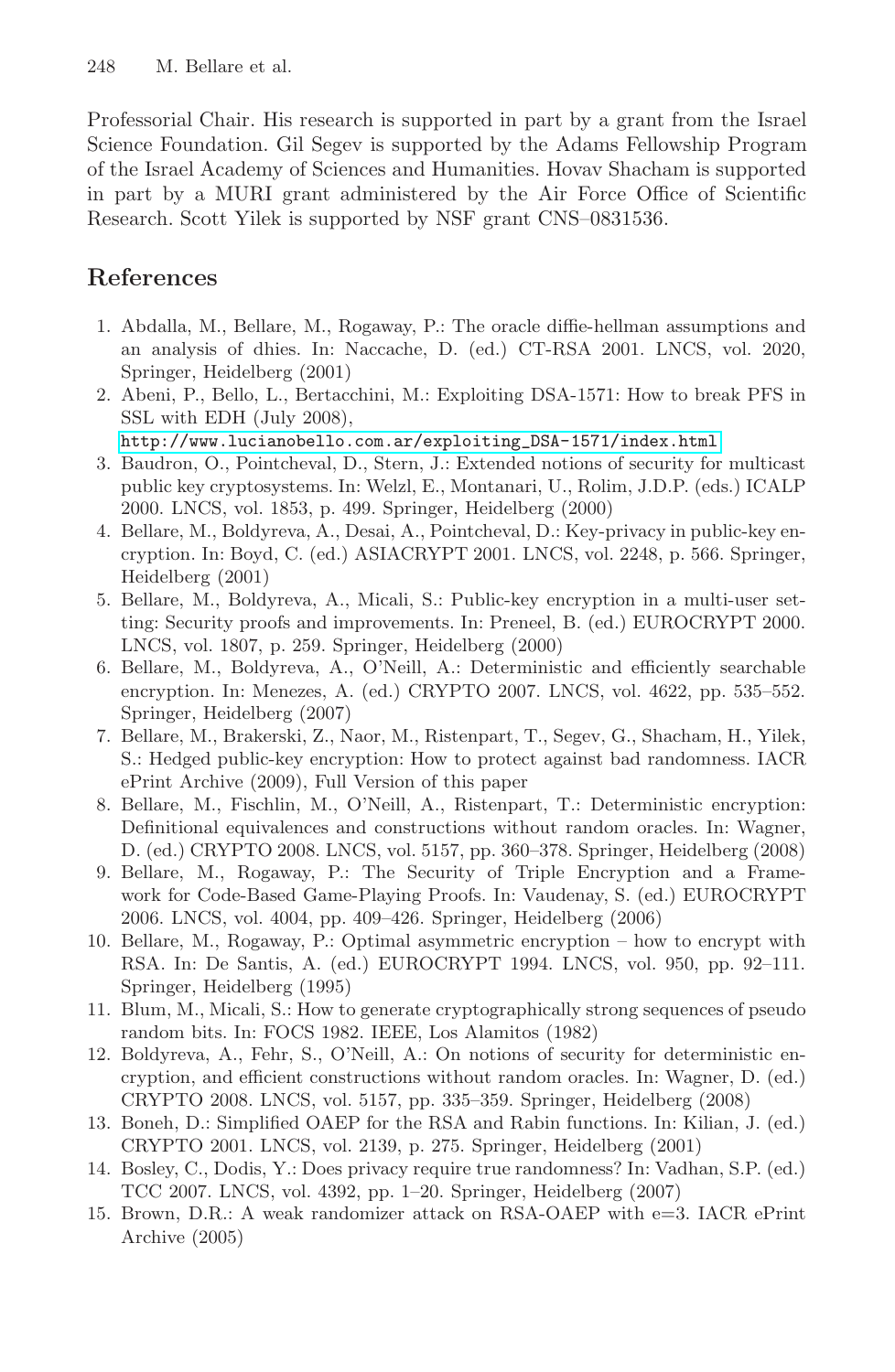Professorial Chair. His research is supported in part by a grant from the Israel Science Foundation. Gil Segev is supported by the Adams Fellowship Program of the Israel Academy of Sciences and Humanities. Hovav Shacham is supported in part by a MURI grant administered by the Air Force Office of Scientific Research. Scott Yilek is supported by NSF grant CNS–0831536.

## References

1. Abdalla, M., Bellare, M., Rogaway, P.: The oracle diffie-hellman assumptions and an analysis of dhies. In: Naccache, D. (ed.) CT-RSA 2001. LNCS, vol. 2020, Springer, Heidelberg (2001)
2. Abeni, P., Bello, L., Bertacchini, M.: Exploiting DSA-1571: How to break PFS in SSL with EDH (July 2008), http://www.lucianobello.com.ar/exploiting_DSA-1571/index.html
3. Baudron, O., Pointcheval, D., Stern, J.: Extended notions of security for multicast public key cryptosystems. In: Welzl, E., Montanari, U., Rolim, J.D.P. (eds.) ICALP 2000. LNCS, vol. 1853, p. 499. Springer, Heidelberg (2000)
4. Bellare, M., Boldyreva, A., Desai, A., Pointcheval, D.: Key-privacy in public-key encryption. In: Boyd, C. (ed.) ASIACRYPT 2001. LNCS, vol. 2248, p. 566. Springer, Heidelberg (2001)
5. Bellare, M., Boldyreva, A., Micali, S.: Public-key encryption in a multi-user setting: Security proofs and improvements. In: Preneel, B. (ed.) EUROCRYPT 2000. LNCS, vol. 1807, p. 259. Springer, Heidelberg (2000)
6. Bellare, M., Boldyreva, A., O'Neill, A.: Deterministic and efficiently searchable encryption. In: Menezes, A. (ed.) CRYPTO 2007. LNCS, vol. 4622, pp. 535–552. Springer, Heidelberg (2007)
7. Bellare, M., Brakerski, Z., Naor, M., Ristenpart, T., Segev, G., Shacham, H., Yilek, S.: Hedged public-key encryption: How to protect against bad randomness. IACR ePrint Archive (2009), Full Version of this paper
8. Bellare, M., Fischlin, M., O'Neill, A., Ristenpart, T.: Deterministic encryption: Definitional equivalences and constructions without random oracles. In: Wagner, D. (ed.) CRYPTO 2008. LNCS, vol. 5157, pp. 360–378. Springer, Heidelberg (2008)
9. Bellare, M., Rogaway, P.: The Security of Triple Encryption and a Framework for Code-Based Game-Playing Proofs. In: Vaudenay, S. (ed.) EUROCRYPT 2006. LNCS, vol. 4004, pp. 409–426. Springer, Heidelberg (2006)
10. Bellare, M., Rogaway, P.: Optimal asymmetric encryption – how to encrypt with RSA. In: De Santis, A. (ed.) EUROCRYPT 1994. LNCS, vol. 950, pp. 92–111. Springer, Heidelberg (1995)
11. Blum, M., Micali, S.: How to generate cryptographically strong sequences of pseudo random bits. In: FOCS 1982. IEEE, Los Alamitos (1982)
12. Boldyreva, A., Fehr, S., O'Neill, A.: On notions of security for deterministic encryption, and efficient constructions without random oracles. In: Wagner, D. (ed.) CRYPTO 2008. LNCS, vol. 5157, pp. 335–359. Springer, Heidelberg (2008)
13. Boneh, D.: Simplified OAEP for the RSA and Rabin functions. In: Kilian, J. (ed.) CRYPTO 2001. LNCS, vol. 2139, p. 275. Springer, Heidelberg (2001)
14. Bosley, C., Dodis, Y.: Does privacy require true randomness? In: Vadhan, S.P. (ed.) TCC 2007. LNCS, vol. 4392, pp. 1–20. Springer, Heidelberg (2007)
15. Brown, D.R.: A weak randomizer attack on RSA-OAEP with e=3. IACR ePrint Archive (2005)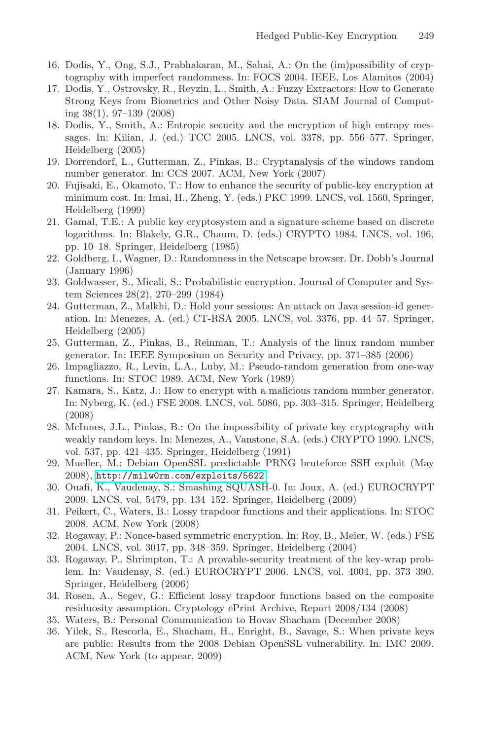16. Dodis, Y., Ong, S.J., Prabhakaran, M., Sahai, A.: On the (im)possibility of cryptography with imperfect randomness. In: FOCS 2004. IEEE, Los Alamitos (2004)
17. Dodis, Y., Ostrovsky, R., Reyzin, L., Smith, A.: Fuzzy Extractors: How to Generate Strong Keys from Biometrics and Other Noisy Data. SIAM Journal of Computing 38(1), 97–139 (2008)
18. Dodis, Y., Smith, A.: Entropic security and the encryption of high entropy messages. In: Kilian, J. (ed.) TCC 2005. LNCS, vol. 3378, pp. 556–577. Springer, Heidelberg (2005)
19. Dorrendorf, L., Gutterman, Z., Pinkas, B.: Cryptanalysis of the windows random number generator. In: CCS 2007. ACM, New York (2007)
20. Fujisaki, E., Okamoto, T.: How to enhance the security of public-key encryption at minimum cost. In: Imai, H., Zheng, Y. (eds.) PKC 1999. LNCS, vol. 1560, Springer, Heidelberg (1999)
21. Gamal, T.E.: A public key cryptosystem and a signature scheme based on discrete logarithms. In: Blakely, G.R., Chaum, D. (eds.) CRYPTO 1984. LNCS, vol. 196, pp. 10–18. Springer, Heidelberg (1985)
22. Goldberg, I., Wagner, D.: Randomness in the Netscape browser. Dr. Dobb's Journal (January 1996)
23. Goldwasser, S., Micali, S.: Probabilistic encryption. Journal of Computer and System Sciences 28(2), 270–299 (1984)
24. Gutterman, Z., Malkhi, D.: Hold your sessions: An attack on Java session-id generation. In: Menezes, A. (ed.) CT-RSA 2005. LNCS, vol. 3376, pp. 44–57. Springer, Heidelberg (2005)
25. Gutterman, Z., Pinkas, B., Reinman, T.: Analysis of the linux random number generator. In: IEEE Symposium on Security and Privacy, pp. 371–385 (2006)
26. Impagliazzo, R., Levin, L.A., Luby, M.: Pseudo-random generation from one-way functions. In: STOC 1989. ACM, New York (1989)
27. Kamara, S., Katz, J.: How to encrypt with a malicious random number generator. In: Nyberg, K. (ed.) FSE 2008. LNCS, vol. 5086, pp. 303–315. Springer, Heidelberg (2008)
28. McInnes, J.L., Pinkas, B.: On the impossibility of private key cryptography with weakly random keys. In: Menezes, A., Vanstone, S.A. (eds.) CRYPTO 1990. LNCS, vol. 537, pp. 421–435. Springer, Heidelberg (1991)
29. Mueller, M.: Debian OpenSSL predictable PRNG bruteforce SSH exploit (May 2008), http://milw0rm.com/exploits/5622
30. Ouafi, K., Vaudenay, S.: Smashing SQUASH-0. In: Joux, A. (ed.) EUROCRYPT 2009. LNCS, vol. 5479, pp. 134–152. Springer, Heidelberg (2009)
31. Peikert, C., Waters, B.: Lossy trapdoor functions and their applications. In: STOC 2008. ACM, New York (2008)
32. Rogaway, P.: Nonce-based symmetric encryption. In: Roy, B., Meier, W. (eds.) FSE 2004. LNCS, vol. 3017, pp. 348–359. Springer, Heidelberg (2004)
33. Rogaway, P., Shrimpton, T.: A provable-security treatment of the key-wrap problem. In: Vaudenay, S. (ed.) EUROCRYPT 2006. LNCS, vol. 4004, pp. 373–390. Springer, Heidelberg (2006)
34. Rosen, A., Segev, G.: Efficient lossy trapdoor functions based on the composite residuosity assumption. Cryptology ePrint Archive, Report 2008/134 (2008)
35. Waters, B.: Personal Communication to Hovav Shacham (December 2008)
36. Yilek, S., Rescorla, E., Shacham, H., Enright, B., Savage, S.: When private keys are public: Results from the 2008 Debian OpenSSL vulnerability. In: IMC 2009. ACM, New York (to appear, 2009)